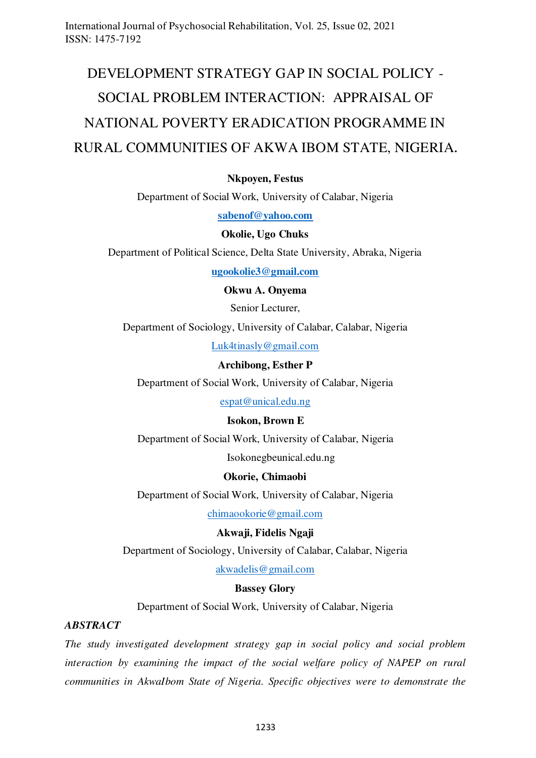# DEVELOPMENT STRATEGY GAP IN SOCIAL POLICY - SOCIAL PROBLEM INTERACTION: APPRAISAL OF NATIONAL POVERTY ERADICATION PROGRAMME IN RURAL COMMUNITIES OF AKWA IBOM STATE, NIGERIA.

**Nkpoyen, Festus**

Department of Social Work, University of Calabar, Nigeria

sabenof@yahoo.com

**Okolie, Ugo Chuks**

Department of Political Science, Delta State University, Abraka, Nigeria

ugookolie3@gmail.com

**Okwu A. Onyema**

Senior Lecturer,

Department of Sociology, University of Calabar, Calabar, Nigeria

Luk4tinasly@gmail.com

**Archibong, Esther P**

Department of Social Work, University of Calabar, Nigeria

espat@unical.edu.ng

**Isokon, Brown E**

Department of Social Work, University of Calabar, Nigeria

Isokonegbeunical.edu.ng

**Okorie, Chimaobi**

Department of Social Work, University of Calabar, Nigeria

chimaookorie@gmail.com

**Akwaji, Fidelis Ngaji**

Department of Sociology, University of Calabar, Calabar, Nigeria

akwadelis@gmail.com

**Bassey Glory**

Department of Social Work, University of Calabar, Nigeria

***ABSTRACT***

*The study investigated development strategy gap in social policy and social problem interaction by examining the impact of the social welfare policy of NAPEP on rural communities in AkwaIbom State of Nigeria. Specific objectives were to demonstrate the*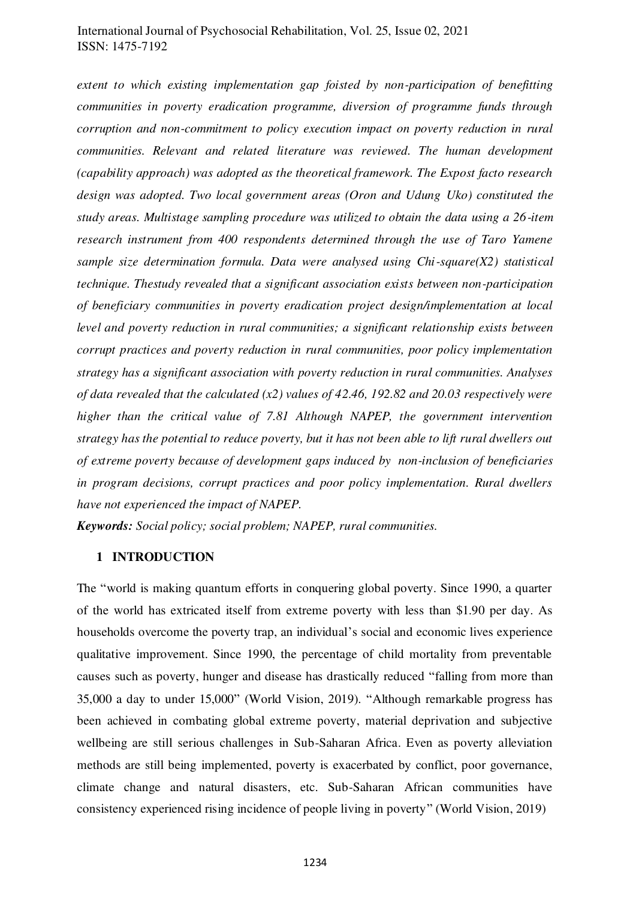*extent to which existing implementation gap foisted by non-participation of benefitting communities in poverty eradication programme, diversion of programme funds through corruption and non-commitment to policy execution impact on poverty reduction in rural communities. Relevant and related literature was reviewed. The human development (capability approach) was adopted as the theoretical framework. The Expost facto research design was adopted. Two local government areas (Oron and Udung Uko) constituted the study areas. Multistage sampling procedure was utilized to obtain the data using a 26-item research instrument from 400 respondents determined through the use of Taro Yamene sample size determination formula. Data were analysed using Chi-square(X2) statistical technique. Thestudy revealed that a significant association exists between non-participation of beneficiary communities in poverty eradication project design/implementation at local level and poverty reduction in rural communities; a significant relationship exists between corrupt practices and poverty reduction in rural communities, poor policy implementation strategy has a significant association with poverty reduction in rural communities. Analyses of data revealed that the calculated (x2) values of 42.46, 192.82 and 20.03 respectively were higher than the critical value of 7.81 Although NAPEP, the government intervention strategy has the potential to reduce poverty, but it has not been able to lift rural dwellers out of extreme poverty because of development gaps induced by non-inclusion of beneficiaries in program decisions, corrupt practices and poor policy implementation. Rural dwellers have not experienced the impact of NAPEP.*

***Keywords:*** *Social policy; social problem; NAPEP, rural communities.*

## 1 INTRODUCTION

The "world is making quantum efforts in conquering global poverty. Since 1990, a quarter of the world has extricated itself from extreme poverty with less than $1.90 per day. As households overcome the poverty trap, an individual's social and economic lives experience qualitative improvement. Since 1990, the percentage of child mortality from preventable causes such as poverty, hunger and disease has drastically reduced "falling from more than 35,000 a day to under 15,000" (World Vision, 2019). "Although remarkable progress has been achieved in combating global extreme poverty, material deprivation and subjective wellbeing are still serious challenges in Sub-Saharan Africa. Even as poverty alleviation methods are still being implemented, poverty is exacerbated by conflict, poor governance, climate change and natural disasters, etc. Sub-Saharan African communities have consistency experienced rising incidence of people living in poverty" (World Vision, 2019)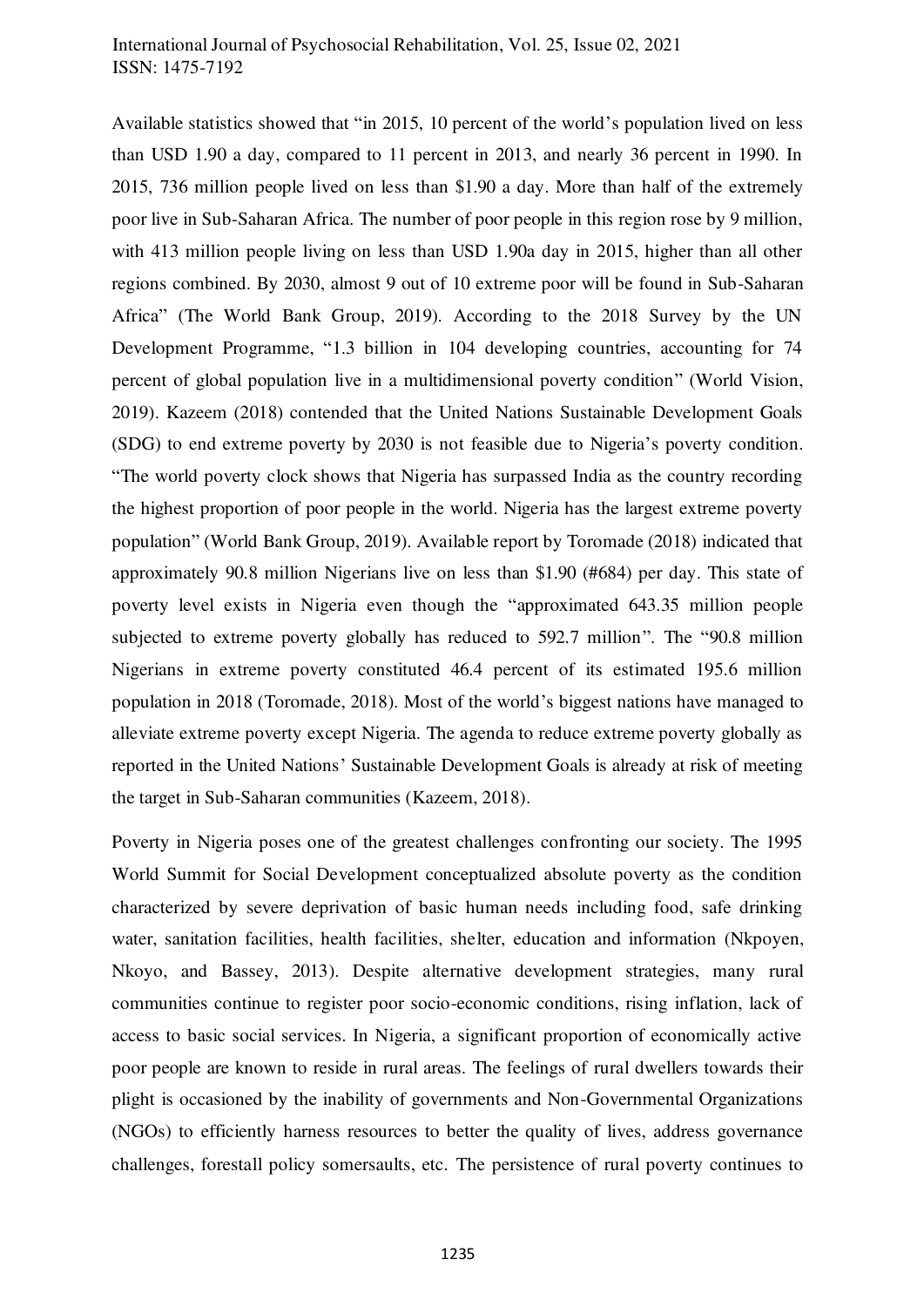Available statistics showed that "in 2015, 10 percent of the world's population lived on less than USD 1.90 a day, compared to 11 percent in 2013, and nearly 36 percent in 1990. In 2015, 736 million people lived on less than $1.90 a day. More than half of the extremely poor live in Sub-Saharan Africa. The number of poor people in this region rose by 9 million, with 413 million people living on less than USD 1.90a day in 2015, higher than all other regions combined. By 2030, almost 9 out of 10 extreme poor will be found in Sub-Saharan Africa" (The World Bank Group, 2019). According to the 2018 Survey by the UN Development Programme, "1.3 billion in 104 developing countries, accounting for 74 percent of global population live in a multidimensional poverty condition" (World Vision, 2019). Kazeem (2018) contended that the United Nations Sustainable Development Goals (SDG) to end extreme poverty by 2030 is not feasible due to Nigeria's poverty condition. "The world poverty clock shows that Nigeria has surpassed India as the country recording the highest proportion of poor people in the world. Nigeria has the largest extreme poverty population" (World Bank Group, 2019). Available report by Toromade (2018) indicated that approximately 90.8 million Nigerians live on less than $1.90 (#684) per day. This state of poverty level exists in Nigeria even though the "approximated 643.35 million people subjected to extreme poverty globally has reduced to 592.7 million". The "90.8 million Nigerians in extreme poverty constituted 46.4 percent of its estimated 195.6 million population in 2018 (Toromade, 2018). Most of the world's biggest nations have managed to alleviate extreme poverty except Nigeria. The agenda to reduce extreme poverty globally as reported in the United Nations' Sustainable Development Goals is already at risk of meeting the target in Sub-Saharan communities (Kazeem, 2018).

Poverty in Nigeria poses one of the greatest challenges confronting our society. The 1995 World Summit for Social Development conceptualized absolute poverty as the condition characterized by severe deprivation of basic human needs including food, safe drinking water, sanitation facilities, health facilities, shelter, education and information (Nkpoyen, Nkoyo, and Bassey, 2013). Despite alternative development strategies, many rural communities continue to register poor socio-economic conditions, rising inflation, lack of access to basic social services. In Nigeria, a significant proportion of economically active poor people are known to reside in rural areas. The feelings of rural dwellers towards their plight is occasioned by the inability of governments and Non-Governmental Organizations (NGOs) to efficiently harness resources to better the quality of lives, address governance challenges, forestall policy somersaults, etc. The persistence of rural poverty continues to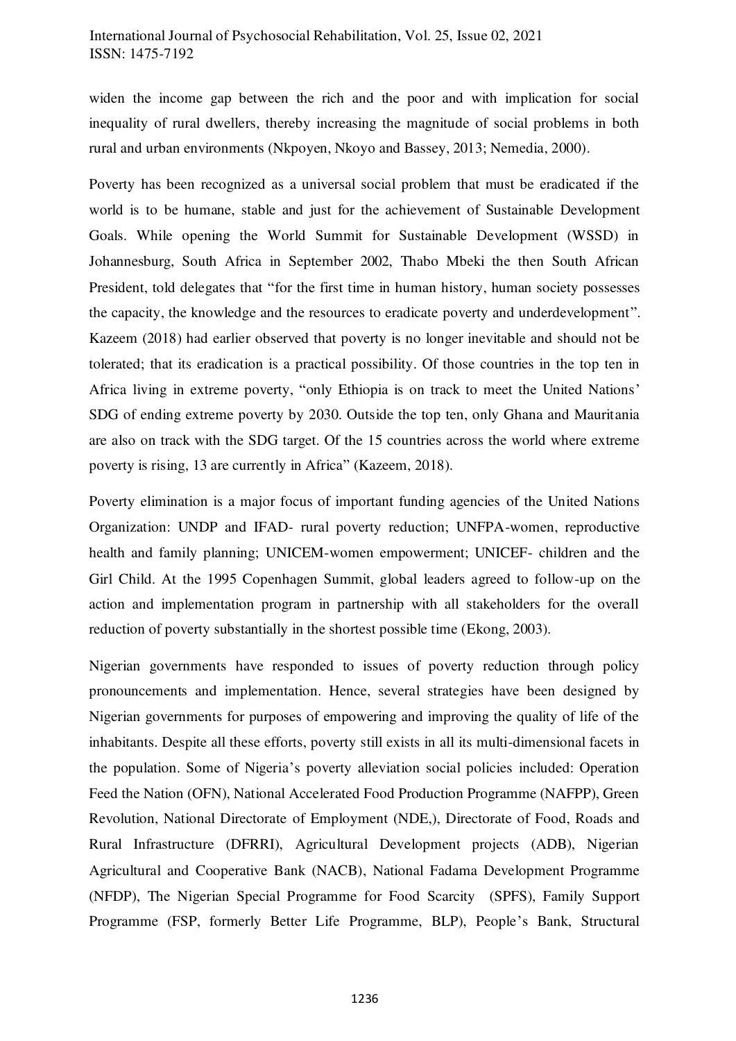widen the income gap between the rich and the poor and with implication for social inequality of rural dwellers, thereby increasing the magnitude of social problems in both rural and urban environments (Nkpoyen, Nkoyo and Bassey, 2013; Nemedia, 2000).

Poverty has been recognized as a universal social problem that must be eradicated if the world is to be humane, stable and just for the achievement of Sustainable Development Goals. While opening the World Summit for Sustainable Development (WSSD) in Johannesburg, South Africa in September 2002, Thabo Mbeki the then South African President, told delegates that "for the first time in human history, human society possesses the capacity, the knowledge and the resources to eradicate poverty and underdevelopment". Kazeem (2018) had earlier observed that poverty is no longer inevitable and should not be tolerated; that its eradication is a practical possibility. Of those countries in the top ten in Africa living in extreme poverty, "only Ethiopia is on track to meet the United Nations' SDG of ending extreme poverty by 2030. Outside the top ten, only Ghana and Mauritania are also on track with the SDG target. Of the 15 countries across the world where extreme poverty is rising, 13 are currently in Africa" (Kazeem, 2018).

Poverty elimination is a major focus of important funding agencies of the United Nations Organization: UNDP and IFAD- rural poverty reduction; UNFPA-women, reproductive health and family planning; UNICEM-women empowerment; UNICEF- children and the Girl Child. At the 1995 Copenhagen Summit, global leaders agreed to follow-up on the action and implementation program in partnership with all stakeholders for the overall reduction of poverty substantially in the shortest possible time (Ekong, 2003).

Nigerian governments have responded to issues of poverty reduction through policy pronouncements and implementation. Hence, several strategies have been designed by Nigerian governments for purposes of empowering and improving the quality of life of the inhabitants. Despite all these efforts, poverty still exists in all its multi-dimensional facets in the population. Some of Nigeria's poverty alleviation social policies included: Operation Feed the Nation (OFN), National Accelerated Food Production Programme (NAFPP), Green Revolution, National Directorate of Employment (NDE,), Directorate of Food, Roads and Rural Infrastructure (DFRRI), Agricultural Development projects (ADB), Nigerian Agricultural and Cooperative Bank (NACB), National Fadama Development Programme (NFDP), The Nigerian Special Programme for Food Scarcity (SPFS), Family Support Programme (FSP, formerly Better Life Programme, BLP), People's Bank, Structural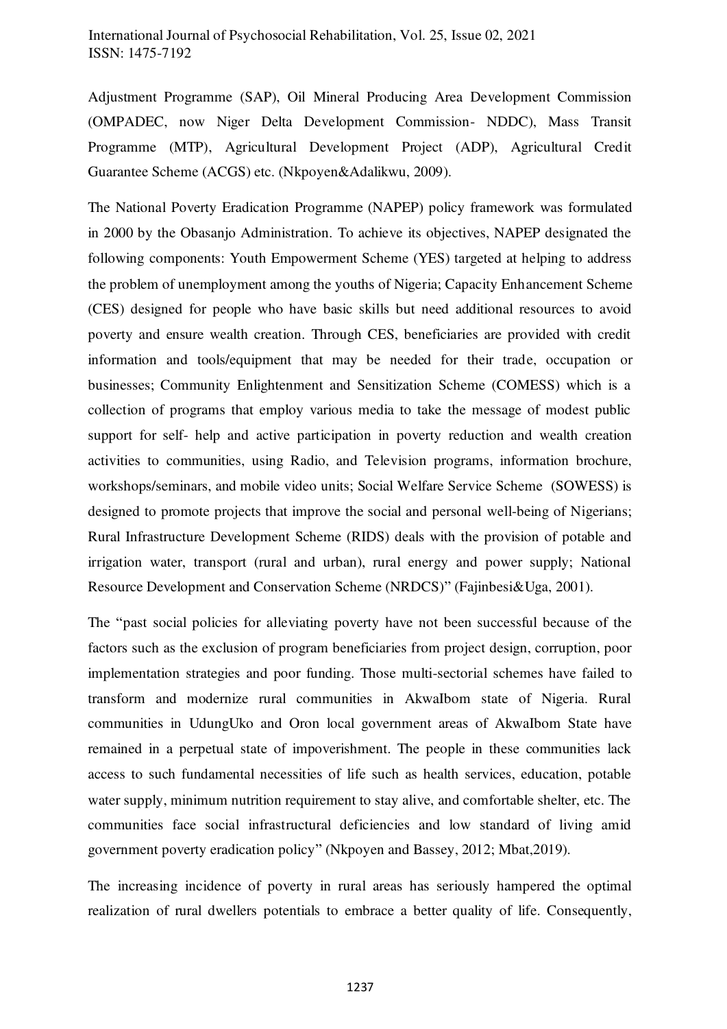Adjustment Programme (SAP), Oil Mineral Producing Area Development Commission (OMPADEC, now Niger Delta Development Commission- NDDC), Mass Transit Programme (MTP), Agricultural Development Project (ADP), Agricultural Credit Guarantee Scheme (ACGS) etc. (Nkpoyen&Adalikwu, 2009).

The National Poverty Eradication Programme (NAPEP) policy framework was formulated in 2000 by the Obasanjo Administration. To achieve its objectives, NAPEP designated the following components: Youth Empowerment Scheme (YES) targeted at helping to address the problem of unemployment among the youths of Nigeria; Capacity Enhancement Scheme (CES) designed for people who have basic skills but need additional resources to avoid poverty and ensure wealth creation. Through CES, beneficiaries are provided with credit information and tools/equipment that may be needed for their trade, occupation or businesses; Community Enlightenment and Sensitization Scheme (COMESS) which is a collection of programs that employ various media to take the message of modest public support for self- help and active participation in poverty reduction and wealth creation activities to communities, using Radio, and Television programs, information brochure, workshops/seminars, and mobile video units; Social Welfare Service Scheme (SOWESS) is designed to promote projects that improve the social and personal well-being of Nigerians; Rural Infrastructure Development Scheme (RIDS) deals with the provision of potable and irrigation water, transport (rural and urban), rural energy and power supply; National Resource Development and Conservation Scheme (NRDCS)" (Fajinbesi&Uga, 2001).

The "past social policies for alleviating poverty have not been successful because of the factors such as the exclusion of program beneficiaries from project design, corruption, poor implementation strategies and poor funding. Those multi-sectorial schemes have failed to transform and modernize rural communities in AkwaIbom state of Nigeria. Rural communities in UdungUko and Oron local government areas of AkwaIbom State have remained in a perpetual state of impoverishment. The people in these communities lack access to such fundamental necessities of life such as health services, education, potable water supply, minimum nutrition requirement to stay alive, and comfortable shelter, etc. The communities face social infrastructural deficiencies and low standard of living amid government poverty eradication policy" (Nkpoyen and Bassey, 2012; Mbat,2019).

The increasing incidence of poverty in rural areas has seriously hampered the optimal realization of rural dwellers potentials to embrace a better quality of life. Consequently,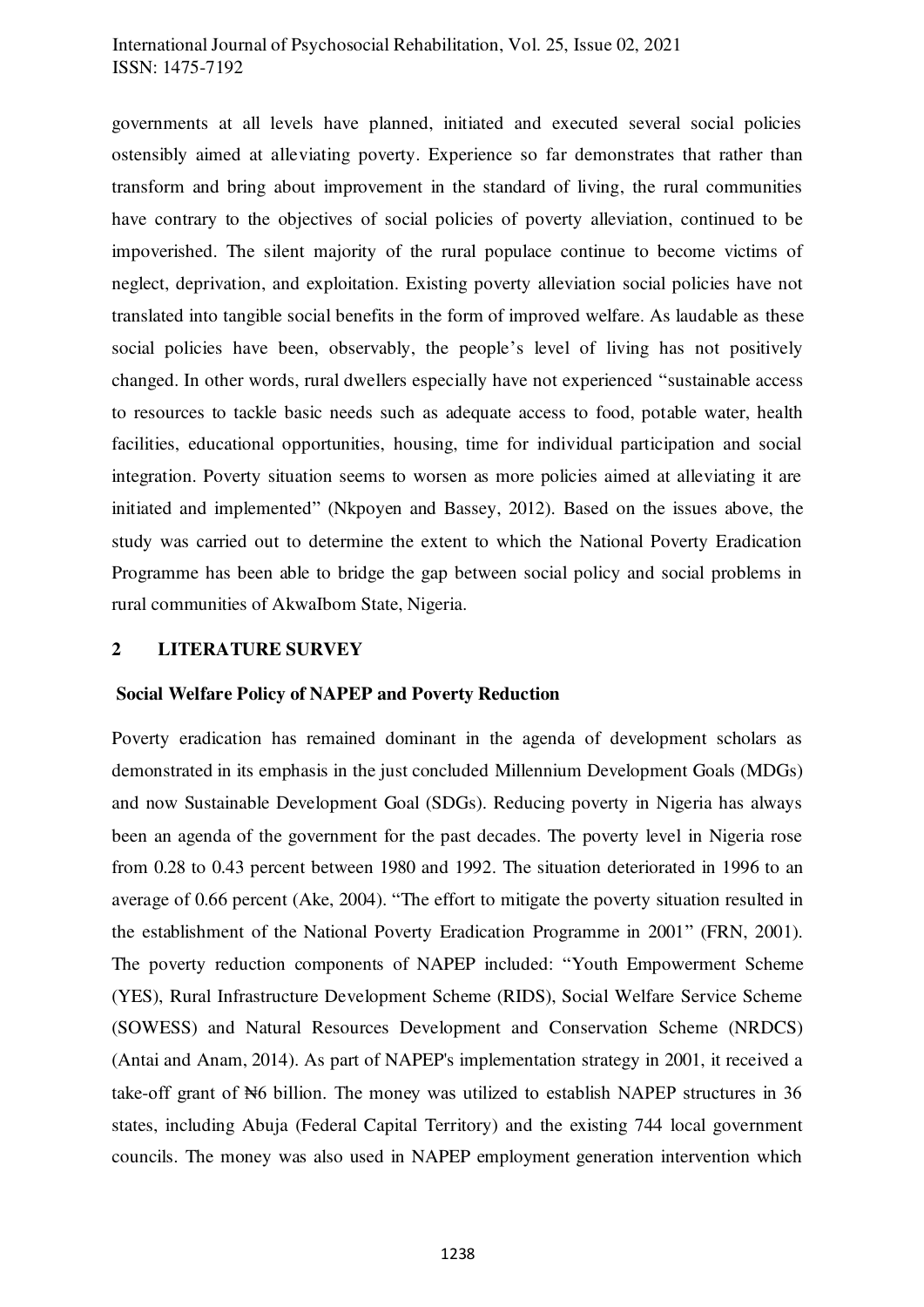governments at all levels have planned, initiated and executed several social policies ostensibly aimed at alleviating poverty. Experience so far demonstrates that rather than transform and bring about improvement in the standard of living, the rural communities have contrary to the objectives of social policies of poverty alleviation, continued to be impoverished. The silent majority of the rural populace continue to become victims of neglect, deprivation, and exploitation. Existing poverty alleviation social policies have not translated into tangible social benefits in the form of improved welfare. As laudable as these social policies have been, observably, the people's level of living has not positively changed. In other words, rural dwellers especially have not experienced "sustainable access to resources to tackle basic needs such as adequate access to food, potable water, health facilities, educational opportunities, housing, time for individual participation and social integration. Poverty situation seems to worsen as more policies aimed at alleviating it are initiated and implemented" (Nkpoyen and Bassey, 2012). Based on the issues above, the study was carried out to determine the extent to which the National Poverty Eradication Programme has been able to bridge the gap between social policy and social problems in rural communities of AkwaIbom State, Nigeria.

## 2 LITERATURE SURVEY

### Social Welfare Policy of NAPEP and Poverty Reduction

Poverty eradication has remained dominant in the agenda of development scholars as demonstrated in its emphasis in the just concluded Millennium Development Goals (MDGs) and now Sustainable Development Goal (SDGs). Reducing poverty in Nigeria has always been an agenda of the government for the past decades. The poverty level in Nigeria rose from 0.28 to 0.43 percent between 1980 and 1992. The situation deteriorated in 1996 to an average of 0.66 percent (Ake, 2004). "The effort to mitigate the poverty situation resulted in the establishment of the National Poverty Eradication Programme in 2001" (FRN, 2001). The poverty reduction components of NAPEP included: "Youth Empowerment Scheme (YES), Rural Infrastructure Development Scheme (RIDS), Social Welfare Service Scheme (SOWESS) and Natural Resources Development and Conservation Scheme (NRDCS) (Antai and Anam, 2014). As part of NAPEP's implementation strategy in 2001, it received a take-off grant of ₦6 billion. The money was utilized to establish NAPEP structures in 36 states, including Abuja (Federal Capital Territory) and the existing 744 local government councils. The money was also used in NAPEP employment generation intervention which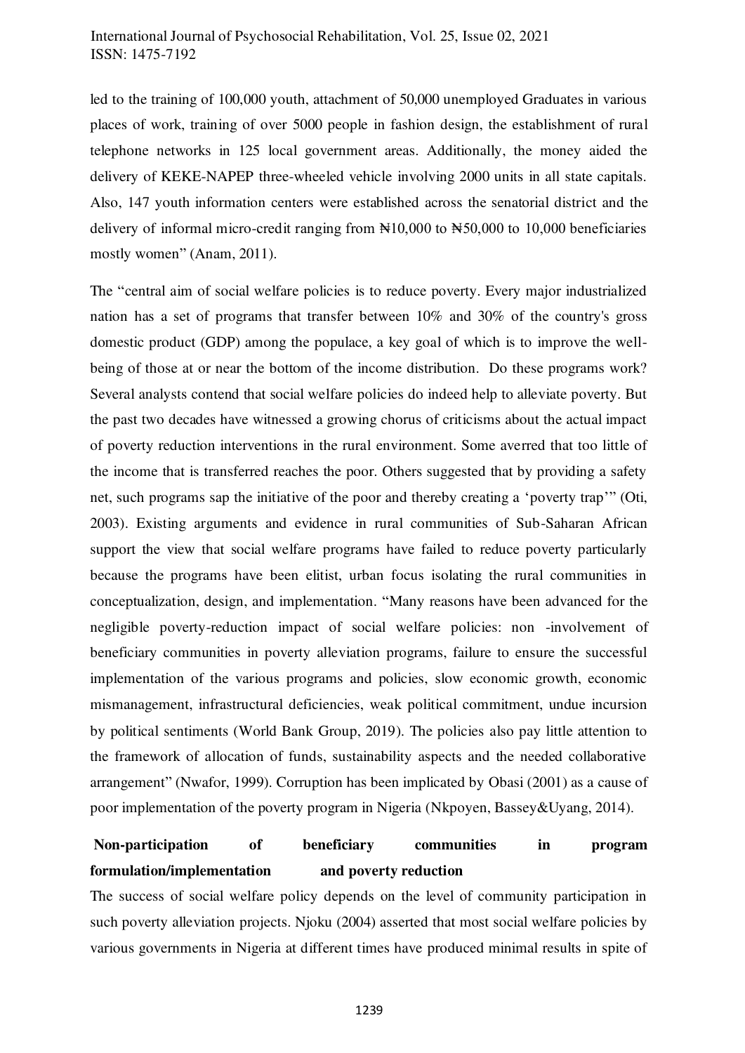led to the training of 100,000 youth, attachment of 50,000 unemployed Graduates in various places of work, training of over 5000 people in fashion design, the establishment of rural telephone networks in 125 local government areas. Additionally, the money aided the delivery of KEKE-NAPEP three-wheeled vehicle involving 2000 units in all state capitals. Also, 147 youth information centers were established across the senatorial district and the delivery of informal micro-credit ranging from ₦10,000 to ₦50,000 to 10,000 beneficiaries mostly women" (Anam, 2011).

The "central aim of social welfare policies is to reduce poverty. Every major industrialized nation has a set of programs that transfer between 10% and 30% of the country's gross domestic product (GDP) among the populace, a key goal of which is to improve the well-being of those at or near the bottom of the income distribution. Do these programs work? Several analysts contend that social welfare policies do indeed help to alleviate poverty. But the past two decades have witnessed a growing chorus of criticisms about the actual impact of poverty reduction interventions in the rural environment. Some averred that too little of the income that is transferred reaches the poor. Others suggested that by providing a safety net, such programs sap the initiative of the poor and thereby creating a 'poverty trap'" (Oti, 2003). Existing arguments and evidence in rural communities of Sub-Saharan African support the view that social welfare programs have failed to reduce poverty particularly because the programs have been elitist, urban focus isolating the rural communities in conceptualization, design, and implementation. "Many reasons have been advanced for the negligible poverty-reduction impact of social welfare policies: non -involvement of beneficiary communities in poverty alleviation programs, failure to ensure the successful implementation of the various programs and policies, slow economic growth, economic mismanagement, infrastructural deficiencies, weak political commitment, undue incursion by political sentiments (World Bank Group, 2019). The policies also pay little attention to the framework of allocation of funds, sustainability aspects and the needed collaborative arrangement" (Nwafor, 1999). Corruption has been implicated by Obasi (2001) as a cause of poor implementation of the poverty program in Nigeria (Nkpoyen, Bassey&Uyang, 2014).

**Non-participation of beneficiary communities in program formulation/implementation and poverty reduction**

The success of social welfare policy depends on the level of community participation in such poverty alleviation projects. Njoku (2004) asserted that most social welfare policies by various governments in Nigeria at different times have produced minimal results in spite of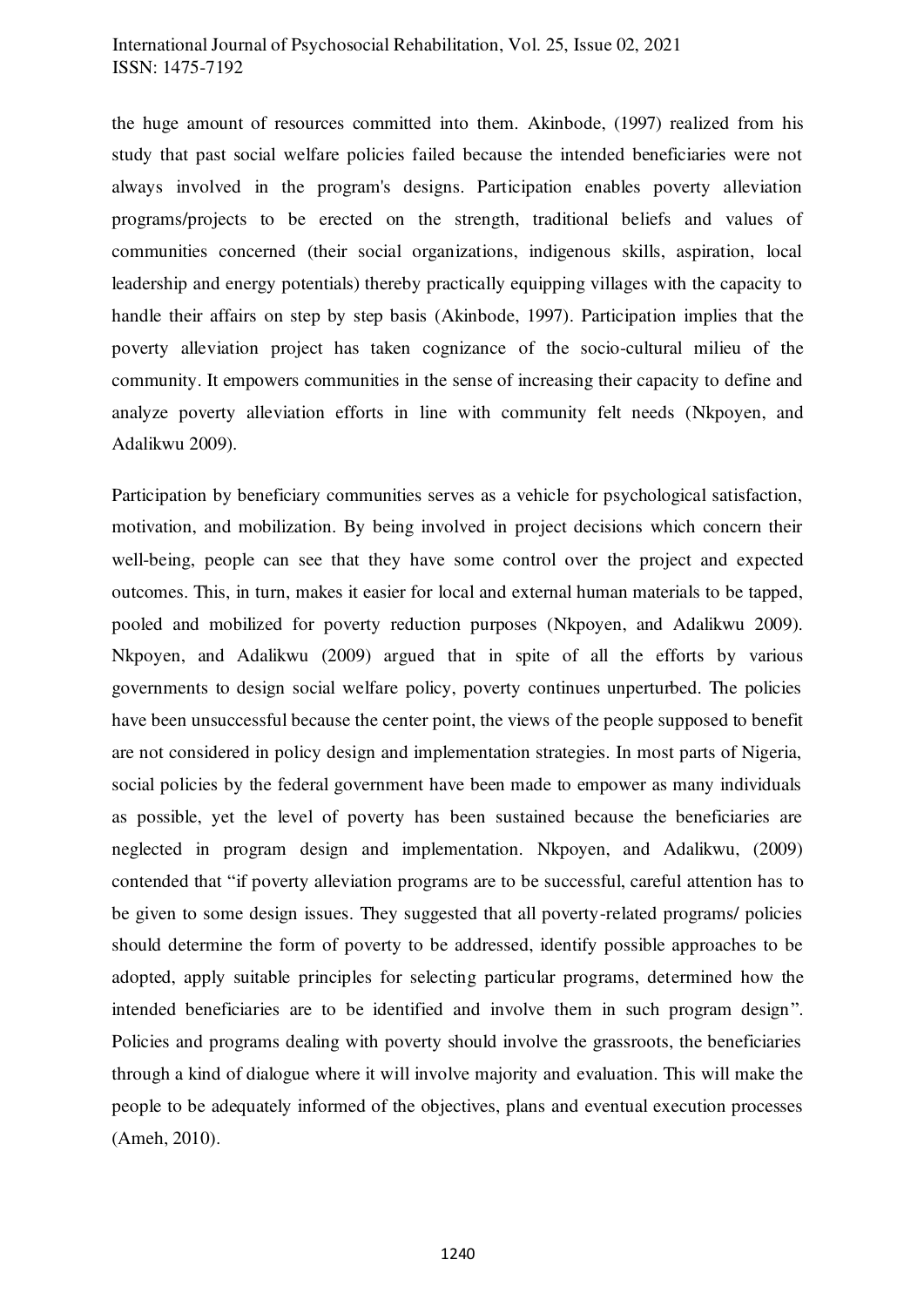the huge amount of resources committed into them. Akinbode, (1997) realized from his study that past social welfare policies failed because the intended beneficiaries were not always involved in the program's designs. Participation enables poverty alleviation programs/projects to be erected on the strength, traditional beliefs and values of communities concerned (their social organizations, indigenous skills, aspiration, local leadership and energy potentials) thereby practically equipping villages with the capacity to handle their affairs on step by step basis (Akinbode, 1997). Participation implies that the poverty alleviation project has taken cognizance of the socio-cultural milieu of the community. It empowers communities in the sense of increasing their capacity to define and analyze poverty alleviation efforts in line with community felt needs (Nkpoyen, and Adalikwu 2009).

Participation by beneficiary communities serves as a vehicle for psychological satisfaction, motivation, and mobilization. By being involved in project decisions which concern their well-being, people can see that they have some control over the project and expected outcomes. This, in turn, makes it easier for local and external human materials to be tapped, pooled and mobilized for poverty reduction purposes (Nkpoyen, and Adalikwu 2009). Nkpoyen, and Adalikwu (2009) argued that in spite of all the efforts by various governments to design social welfare policy, poverty continues unperturbed. The policies have been unsuccessful because the center point, the views of the people supposed to benefit are not considered in policy design and implementation strategies. In most parts of Nigeria, social policies by the federal government have been made to empower as many individuals as possible, yet the level of poverty has been sustained because the beneficiaries are neglected in program design and implementation. Nkpoyen, and Adalikwu, (2009) contended that "if poverty alleviation programs are to be successful, careful attention has to be given to some design issues. They suggested that all poverty-related programs/ policies should determine the form of poverty to be addressed, identify possible approaches to be adopted, apply suitable principles for selecting particular programs, determined how the intended beneficiaries are to be identified and involve them in such program design". Policies and programs dealing with poverty should involve the grassroots, the beneficiaries through a kind of dialogue where it will involve majority and evaluation. This will make the people to be adequately informed of the objectives, plans and eventual execution processes (Ameh, 2010).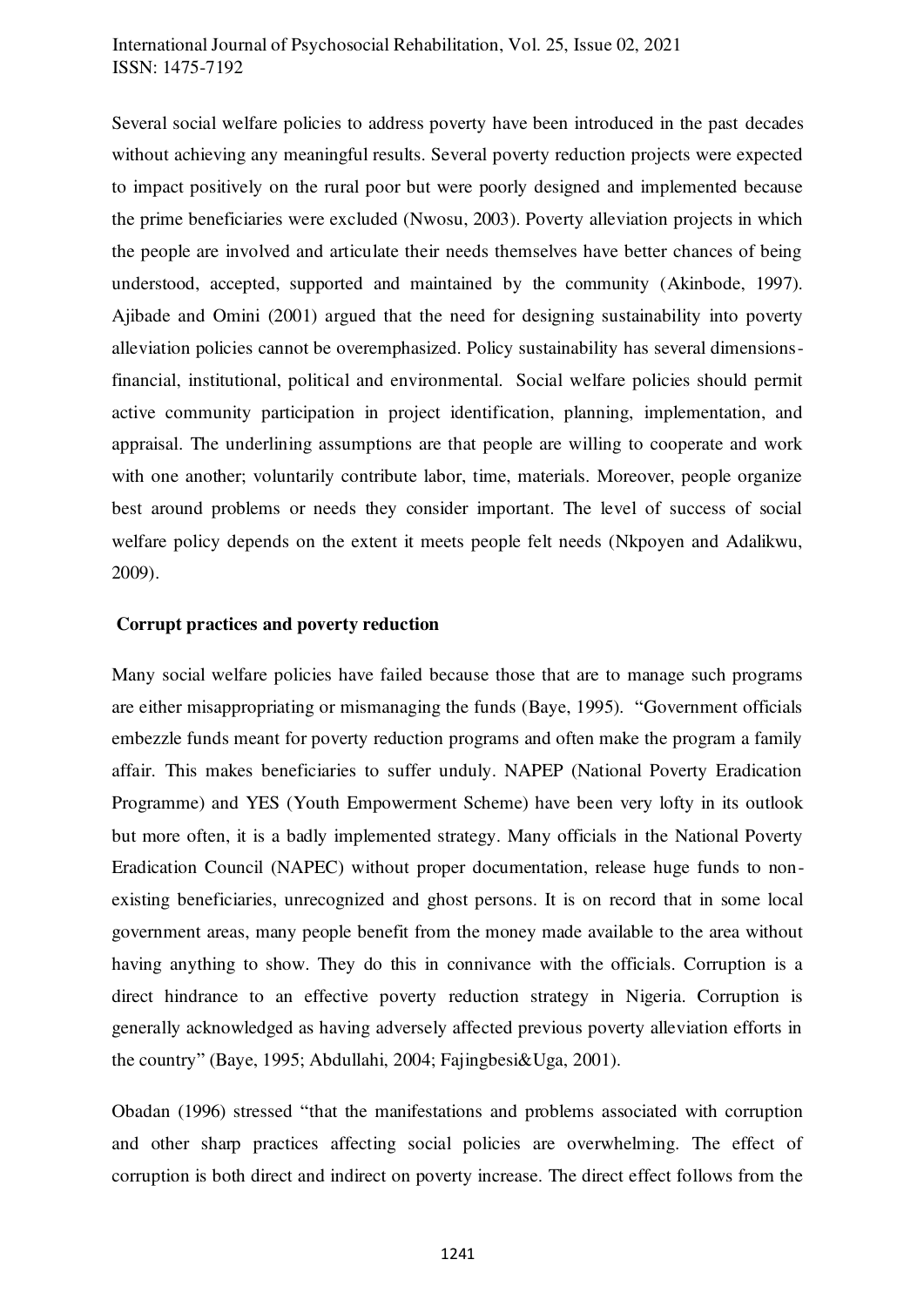Several social welfare policies to address poverty have been introduced in the past decades without achieving any meaningful results. Several poverty reduction projects were expected to impact positively on the rural poor but were poorly designed and implemented because the prime beneficiaries were excluded (Nwosu, 2003). Poverty alleviation projects in which the people are involved and articulate their needs themselves have better chances of being understood, accepted, supported and maintained by the community (Akinbode, 1997). Ajibade and Omini (2001) argued that the need for designing sustainability into poverty alleviation policies cannot be overemphasized. Policy sustainability has several dimensions- financial, institutional, political and environmental. Social welfare policies should permit active community participation in project identification, planning, implementation, and appraisal. The underlining assumptions are that people are willing to cooperate and work with one another; voluntarily contribute labor, time, materials. Moreover, people organize best around problems or needs they consider important. The level of success of social welfare policy depends on the extent it meets people felt needs (Nkpoyen and Adalikwu, 2009).

**Corrupt practices and poverty reduction**

Many social welfare policies have failed because those that are to manage such programs are either misappropriating or mismanaging the funds (Baye, 1995). "Government officials embezzle funds meant for poverty reduction programs and often make the program a family affair. This makes beneficiaries to suffer unduly. NAPEP (National Poverty Eradication Programme) and YES (Youth Empowerment Scheme) have been very lofty in its outlook but more often, it is a badly implemented strategy. Many officials in the National Poverty Eradication Council (NAPEC) without proper documentation, release huge funds to non-existing beneficiaries, unrecognized and ghost persons. It is on record that in some local government areas, many people benefit from the money made available to the area without having anything to show. They do this in connivance with the officials. Corruption is a direct hindrance to an effective poverty reduction strategy in Nigeria. Corruption is generally acknowledged as having adversely affected previous poverty alleviation efforts in the country" (Baye, 1995; Abdullahi, 2004; Fajingbesi&Uga, 2001).

Obadan (1996) stressed "that the manifestations and problems associated with corruption and other sharp practices affecting social policies are overwhelming. The effect of corruption is both direct and indirect on poverty increase. The direct effect follows from the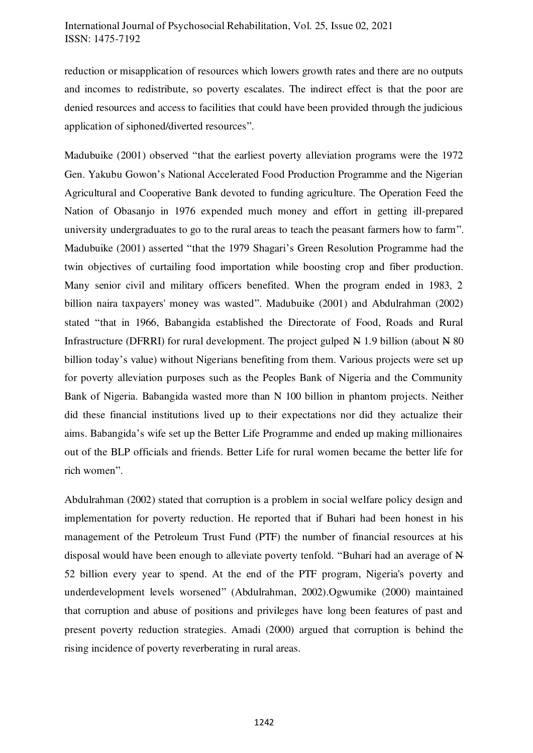reduction or misapplication of resources which lowers growth rates and there are no outputs and incomes to redistribute, so poverty escalates. The indirect effect is that the poor are denied resources and access to facilities that could have been provided through the judicious application of siphoned/diverted resources".

Madubuike (2001) observed "that the earliest poverty alleviation programs were the 1972 Gen. Yakubu Gowon's National Accelerated Food Production Programme and the Nigerian Agricultural and Cooperative Bank devoted to funding agriculture. The Operation Feed the Nation of Obasanjo in 1976 expended much money and effort in getting ill-prepared university undergraduates to go to the rural areas to teach the peasant farmers how to farm". Madubuike (2001) asserted "that the 1979 Shagari's Green Resolution Programme had the twin objectives of curtailing food importation while boosting crop and fiber production. Many senior civil and military officers benefited. When the program ended in 1983, 2 billion naira taxpayers' money was wasted". Madubuike (2001) and Abdulrahman (2002) stated "that in 1966, Babangida established the Directorate of Food, Roads and Rural Infrastructure (DFRRI) for rural development. The project gulped ₦ 1.9 billion (about ₦ 80 billion today's value) without Nigerians benefiting from them. Various projects were set up for poverty alleviation purposes such as the Peoples Bank of Nigeria and the Community Bank of Nigeria. Babangida wasted more than N 100 billion in phantom projects. Neither did these financial institutions lived up to their expectations nor did they actualize their aims. Babangida's wife set up the Better Life Programme and ended up making millionaires out of the BLP officials and friends. Better Life for rural women became the better life for rich women".

Abdulrahman (2002) stated that corruption is a problem in social welfare policy design and implementation for poverty reduction. He reported that if Buhari had been honest in his management of the Petroleum Trust Fund (PTF) the number of financial resources at his disposal would have been enough to alleviate poverty tenfold. "Buhari had an average of ₦ 52 billion every year to spend. At the end of the PTF program, Nigeria's poverty and underdevelopment levels worsened" (Abdulrahman, 2002).Ogwumike (2000) maintained that corruption and abuse of positions and privileges have long been features of past and present poverty reduction strategies. Amadi (2000) argued that corruption is behind the rising incidence of poverty reverberating in rural areas.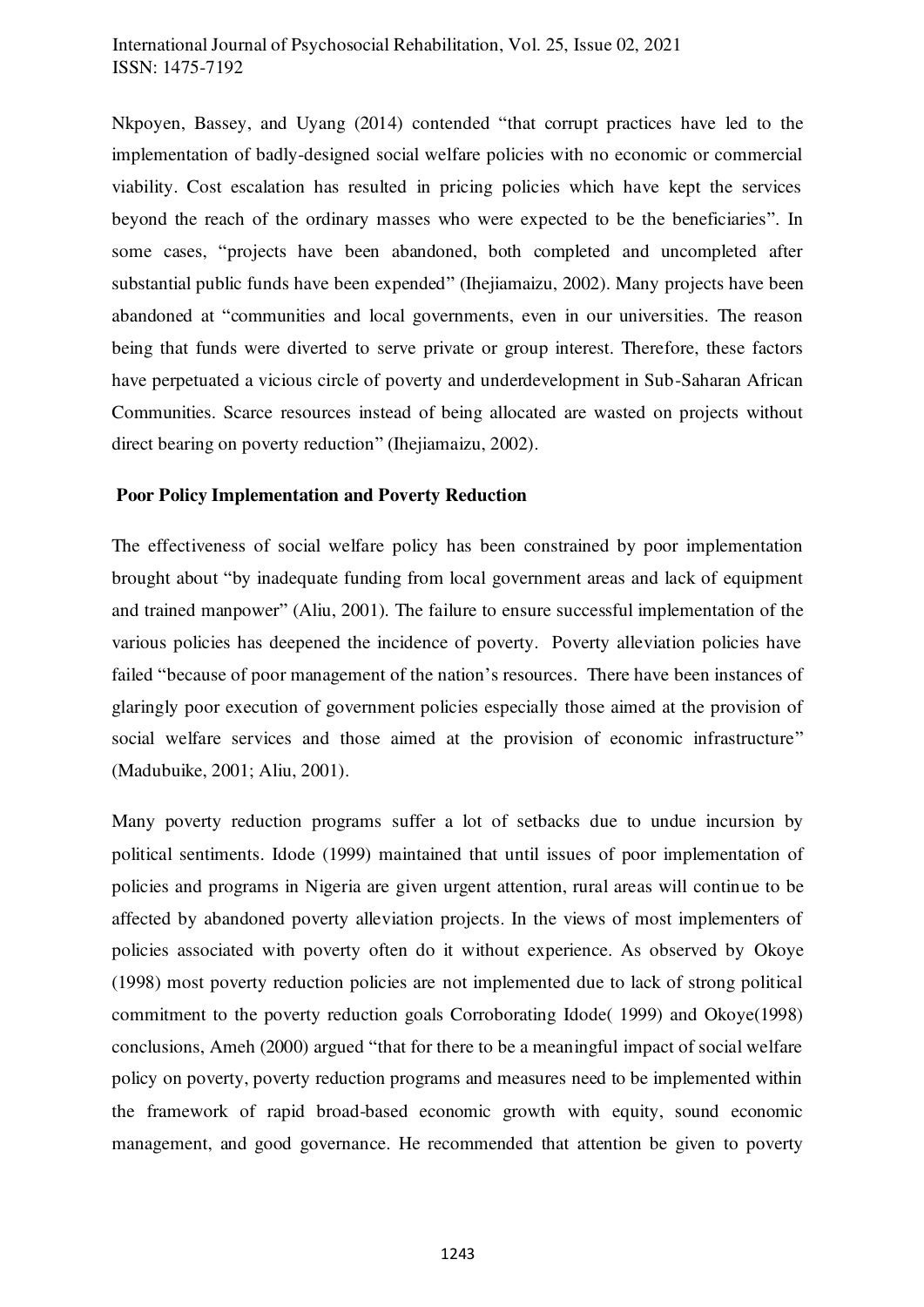Nkpoyen, Bassey, and Uyang (2014) contended "that corrupt practices have led to the implementation of badly-designed social welfare policies with no economic or commercial viability. Cost escalation has resulted in pricing policies which have kept the services beyond the reach of the ordinary masses who were expected to be the beneficiaries". In some cases, "projects have been abandoned, both completed and uncompleted after substantial public funds have been expended" (Ihejiamaizu, 2002). Many projects have been abandoned at "communities and local governments, even in our universities. The reason being that funds were diverted to serve private or group interest. Therefore, these factors have perpetuated a vicious circle of poverty and underdevelopment in Sub-Saharan African Communities. Scarce resources instead of being allocated are wasted on projects without direct bearing on poverty reduction" (Ihejiamaizu, 2002).

**Poor Policy Implementation and Poverty Reduction**

The effectiveness of social welfare policy has been constrained by poor implementation brought about "by inadequate funding from local government areas and lack of equipment and trained manpower" (Aliu, 2001). The failure to ensure successful implementation of the various policies has deepened the incidence of poverty. Poverty alleviation policies have failed "because of poor management of the nation's resources. There have been instances of glaringly poor execution of government policies especially those aimed at the provision of social welfare services and those aimed at the provision of economic infrastructure" (Madubuike, 2001; Aliu, 2001).

Many poverty reduction programs suffer a lot of setbacks due to undue incursion by political sentiments. Idode (1999) maintained that until issues of poor implementation of policies and programs in Nigeria are given urgent attention, rural areas will continue to be affected by abandoned poverty alleviation projects. In the views of most implementers of policies associated with poverty often do it without experience. As observed by Okoye (1998) most poverty reduction policies are not implemented due to lack of strong political commitment to the poverty reduction goals Corroborating Idode( 1999) and Okoye(1998) conclusions, Ameh (2000) argued "that for there to be a meaningful impact of social welfare policy on poverty, poverty reduction programs and measures need to be implemented within the framework of rapid broad-based economic growth with equity, sound economic management, and good governance. He recommended that attention be given to poverty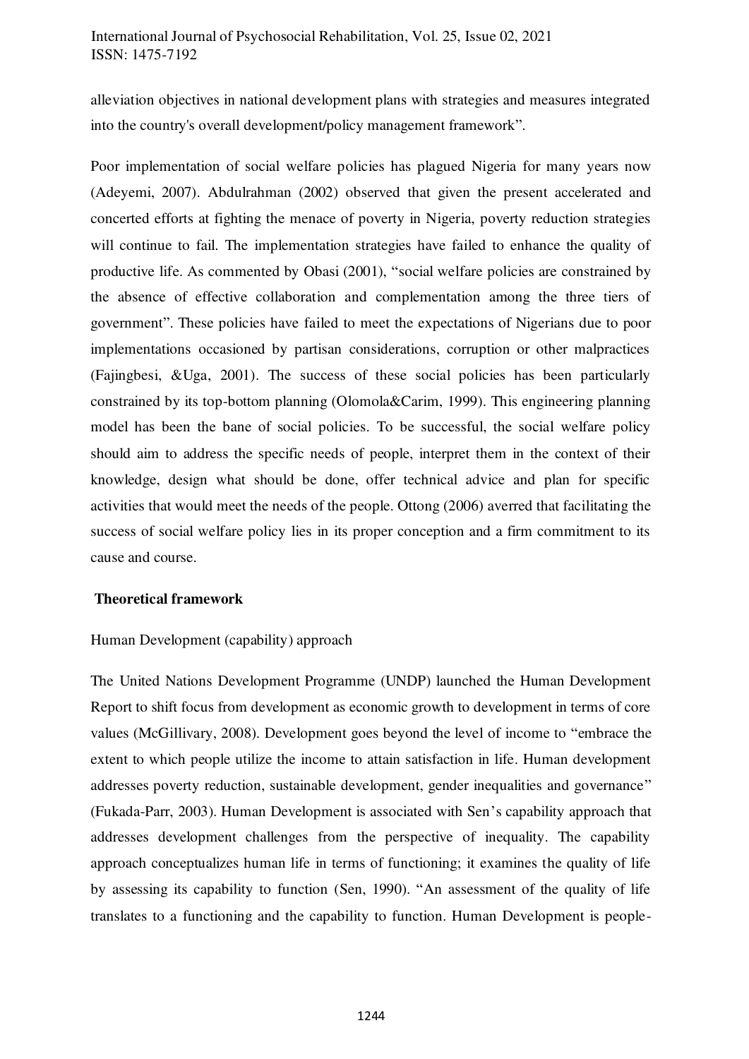alleviation objectives in national development plans with strategies and measures integrated into the country's overall development/policy management framework".

Poor implementation of social welfare policies has plagued Nigeria for many years now (Adeyemi, 2007). Abdulrahman (2002) observed that given the present accelerated and concerted efforts at fighting the menace of poverty in Nigeria, poverty reduction strategies will continue to fail. The implementation strategies have failed to enhance the quality of productive life. As commented by Obasi (2001), "social welfare policies are constrained by the absence of effective collaboration and complementation among the three tiers of government". These policies have failed to meet the expectations of Nigerians due to poor implementations occasioned by partisan considerations, corruption or other malpractices (Fajingbesi, &Uga, 2001). The success of these social policies has been particularly constrained by its top-bottom planning (Olomola&Carim, 1999). This engineering planning model has been the bane of social policies. To be successful, the social welfare policy should aim to address the specific needs of people, interpret them in the context of their knowledge, design what should be done, offer technical advice and plan for specific activities that would meet the needs of the people. Ottong (2006) averred that facilitating the success of social welfare policy lies in its proper conception and a firm commitment to its cause and course.

## Theoretical framework

Human Development (capability) approach

The United Nations Development Programme (UNDP) launched the Human Development Report to shift focus from development as economic growth to development in terms of core values (McGillivary, 2008). Development goes beyond the level of income to "embrace the extent to which people utilize the income to attain satisfaction in life. Human development addresses poverty reduction, sustainable development, gender inequalities and governance" (Fukada-Parr, 2003). Human Development is associated with Sen's capability approach that addresses development challenges from the perspective of inequality. The capability approach conceptualizes human life in terms of functioning; it examines the quality of life by assessing its capability to function (Sen, 1990). "An assessment of the quality of life translates to a functioning and the capability to function. Human Development is people-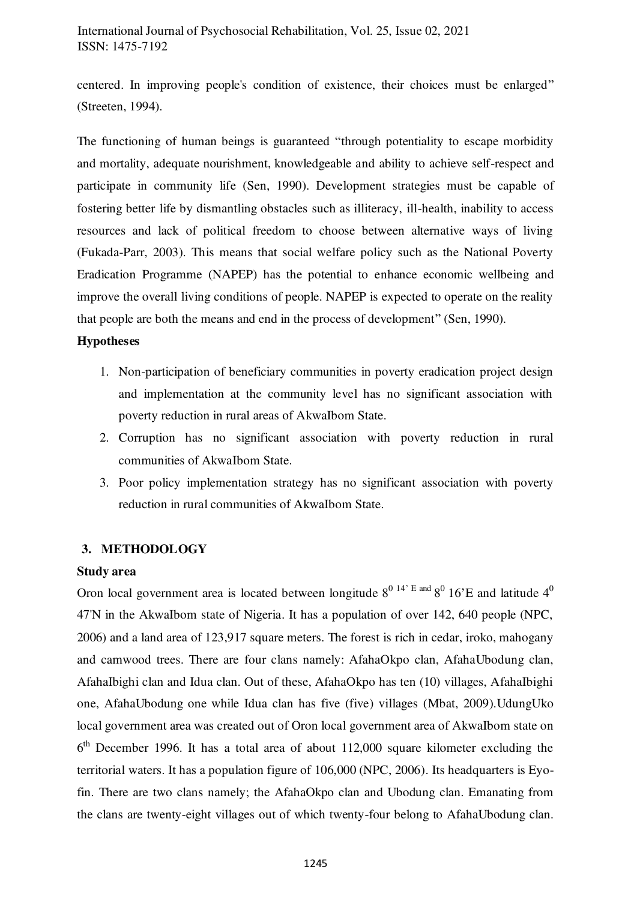centered. In improving people's condition of existence, their choices must be enlarged" (Streeten, 1994).

The functioning of human beings is guaranteed "through potentiality to escape morbidity and mortality, adequate nourishment, knowledgeable and ability to achieve self-respect and participate in community life (Sen, 1990). Development strategies must be capable of fostering better life by dismantling obstacles such as illiteracy, ill-health, inability to access resources and lack of political freedom to choose between alternative ways of living (Fukada-Parr, 2003). This means that social welfare policy such as the National Poverty Eradication Programme (NAPEP) has the potential to enhance economic wellbeing and improve the overall living conditions of people. NAPEP is expected to operate on the reality that people are both the means and end in the process of development" (Sen, 1990).

**Hypotheses**

1. Non-participation of beneficiary communities in poverty eradication project design and implementation at the community level has no significant association with poverty reduction in rural areas of AkwaIbom State.
2. Corruption has no significant association with poverty reduction in rural communities of AkwaIbom State.
3. Poor policy implementation strategy has no significant association with poverty reduction in rural communities of AkwaIbom State.

## 3. METHODOLOGY

**Study area**

Oron local government area is located between longitude $8^{0\ 14'}$ E and $8^{0}$ 16'E and latitude $4^{0}$ 47'N in the AkwaIbom state of Nigeria. It has a population of over 142, 640 people (NPC, 2006) and a land area of 123,917 square meters. The forest is rich in cedar, iroko, mahogany and camwood trees. There are four clans namely: AfahaOkpo clan, AfahaUbodung clan, AfahaIbighi clan and Idua clan. Out of these, AfahaOkpo has ten (10) villages, AfahaIbighi one, AfahaUbodung one while Idua clan has five (five) villages (Mbat, 2009).UdungUko local government area was created out of Oron local government area of AkwaIbom state on 6th December 1996. It has a total area of about 112,000 square kilometer excluding the territorial waters. It has a population figure of 106,000 (NPC, 2006). Its headquarters is Eyo-fin. There are two clans namely; the AfahaOkpo clan and Ubodung clan. Emanating from the clans are twenty-eight villages out of which twenty-four belong to AfahaUbodung clan.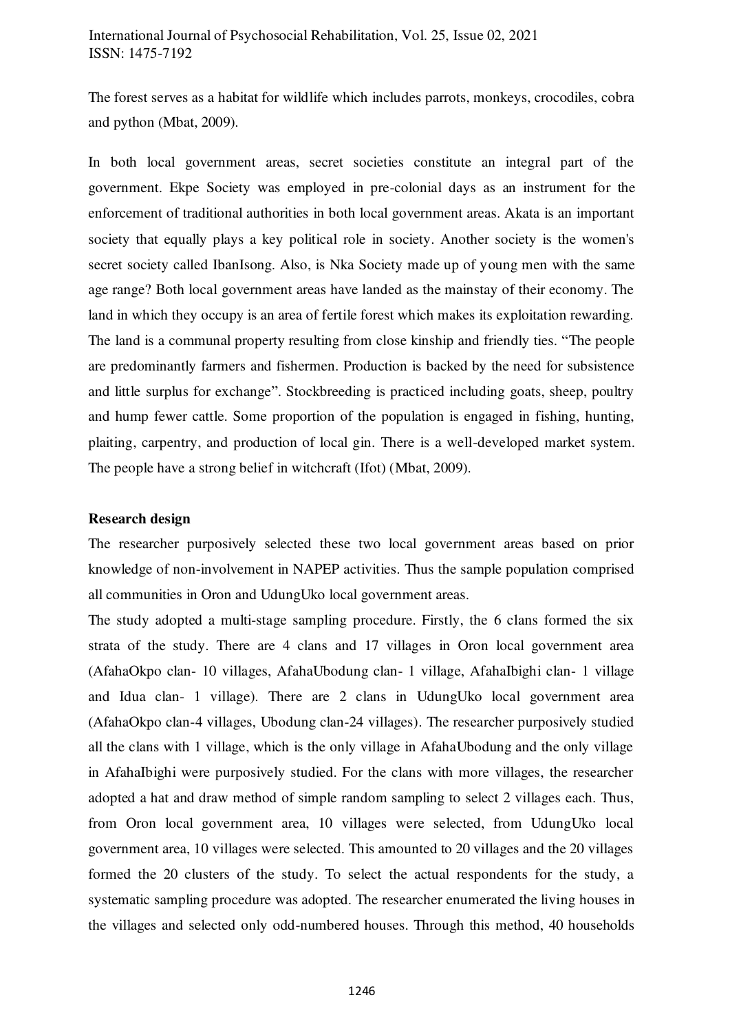The forest serves as a habitat for wildlife which includes parrots, monkeys, crocodiles, cobra and python (Mbat, 2009).

In both local government areas, secret societies constitute an integral part of the government. Ekpe Society was employed in pre-colonial days as an instrument for the enforcement of traditional authorities in both local government areas. Akata is an important society that equally plays a key political role in society. Another society is the women's secret society called IbanIsong. Also, is Nka Society made up of young men with the same age range? Both local government areas have landed as the mainstay of their economy. The land in which they occupy is an area of fertile forest which makes its exploitation rewarding. The land is a communal property resulting from close kinship and friendly ties. "The people are predominantly farmers and fishermen. Production is backed by the need for subsistence and little surplus for exchange". Stockbreeding is practiced including goats, sheep, poultry and hump fewer cattle. Some proportion of the population is engaged in fishing, hunting, plaiting, carpentry, and production of local gin. There is a well-developed market system. The people have a strong belief in witchcraft (Ifot) (Mbat, 2009).

**Research design**

The researcher purposively selected these two local government areas based on prior knowledge of non-involvement in NAPEP activities. Thus the sample population comprised all communities in Oron and UdungUko local government areas.

The study adopted a multi-stage sampling procedure. Firstly, the 6 clans formed the six strata of the study. There are 4 clans and 17 villages in Oron local government area (AfahaOkpo clan- 10 villages, AfahaUbodung clan- 1 village, AfahaIbighi clan- 1 village and Idua clan- 1 village). There are 2 clans in UdungUko local government area (AfahaOkpo clan-4 villages, Ubodung clan-24 villages). The researcher purposively studied all the clans with 1 village, which is the only village in AfahaUbodung and the only village in AfahaIbighi were purposively studied. For the clans with more villages, the researcher adopted a hat and draw method of simple random sampling to select 2 villages each. Thus, from Oron local government area, 10 villages were selected, from UdungUko local government area, 10 villages were selected. This amounted to 20 villages and the 20 villages formed the 20 clusters of the study. To select the actual respondents for the study, a systematic sampling procedure was adopted. The researcher enumerated the living houses in the villages and selected only odd-numbered houses. Through this method, 40 households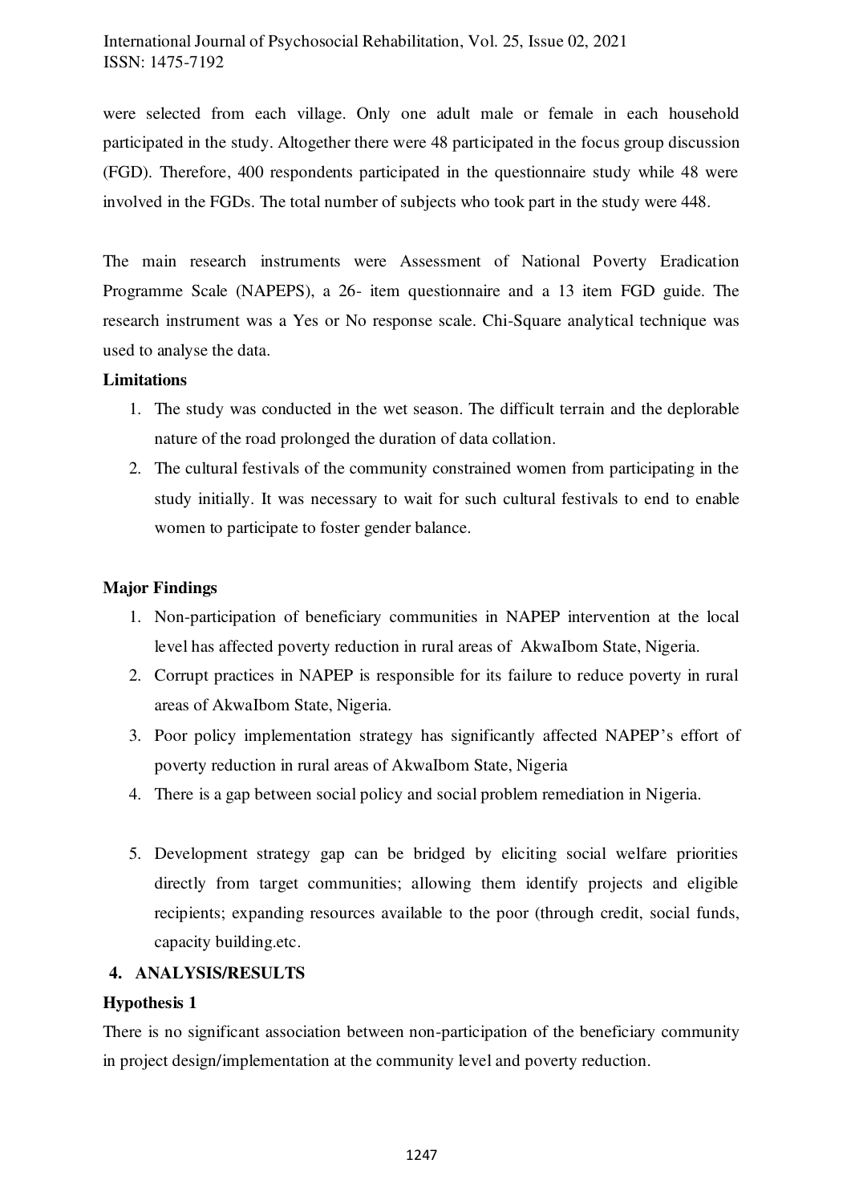were selected from each village. Only one adult male or female in each household participated in the study. Altogether there were 48 participated in the focus group discussion (FGD). Therefore, 400 respondents participated in the questionnaire study while 48 were involved in the FGDs. The total number of subjects who took part in the study were 448.

The main research instruments were Assessment of National Poverty Eradication Programme Scale (NAPEPS), a 26- item questionnaire and a 13 item FGD guide. The research instrument was a Yes or No response scale. Chi-Square analytical technique was used to analyse the data.

**Limitations**

1. The study was conducted in the wet season. The difficult terrain and the deplorable nature of the road prolonged the duration of data collation.
2. The cultural festivals of the community constrained women from participating in the study initially. It was necessary to wait for such cultural festivals to end to enable women to participate to foster gender balance.

**Major Findings**

1. Non-participation of beneficiary communities in NAPEP intervention at the local level has affected poverty reduction in rural areas of AkwaIbom State, Nigeria.
2. Corrupt practices in NAPEP is responsible for its failure to reduce poverty in rural areas of AkwaIbom State, Nigeria.
3. Poor policy implementation strategy has significantly affected NAPEP's effort of poverty reduction in rural areas of AkwaIbom State, Nigeria
4. There is a gap between social policy and social problem remediation in Nigeria.
5. Development strategy gap can be bridged by eliciting social welfare priorities directly from target communities; allowing them identify projects and eligible recipients; expanding resources available to the poor (through credit, social funds, capacity building.etc.

## 4. ANALYSIS/RESULTS

**Hypothesis 1**

There is no significant association between non-participation of the beneficiary community in project design/implementation at the community level and poverty reduction.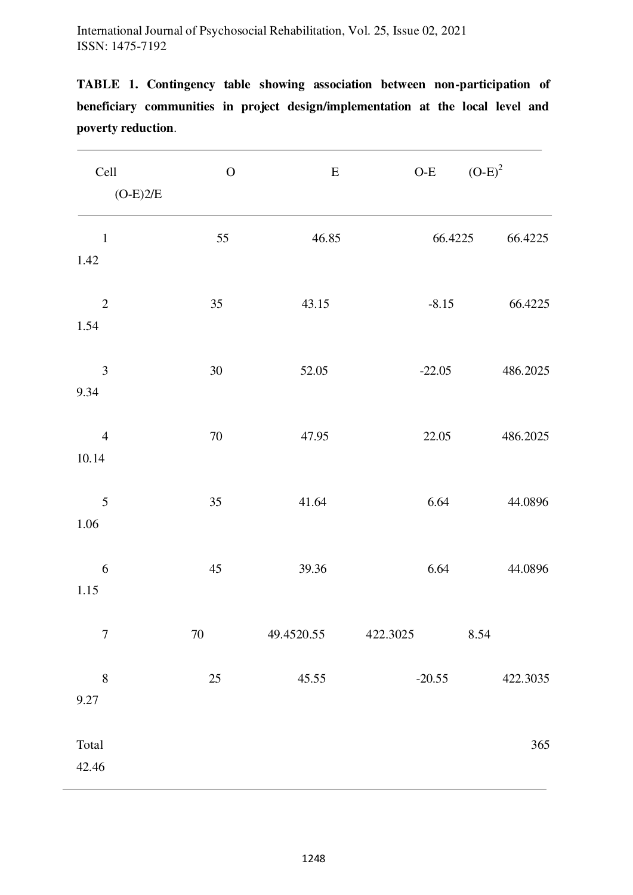**TABLE 1. Contingency table showing association between non-participation of beneficiary communities in project design/implementation at the local level and poverty reduction**.

| Cell | O | E | O-E | $(O-E)^2$ | (O-E)2/E |
|---|---|---|---|---|---|
| 1 | 55 | 46.85 | 66.4225 | 66.4225 | 1.42 |
| 2 | 35 | 43.15 | -8.15 | 66.4225 | 1.54 |
| 3 | 30 | 52.05 | -22.05 | 486.2025 | 9.34 |
| 4 | 70 | 47.95 | 22.05 | 486.2025 | 10.14 |
| 5 | 35 | 41.64 | 6.64 | 44.0896 | 1.06 |
| 6 | 45 | 39.36 | 6.64 | 44.0896 | 1.15 |
| 7 | 70 | 49.4520.55 | 422.3025 | 8.54 | |
| 8 | 25 | 45.55 | -20.55 | 422.3035 | 9.27 |
| Total | | | | 365 | 42.46 |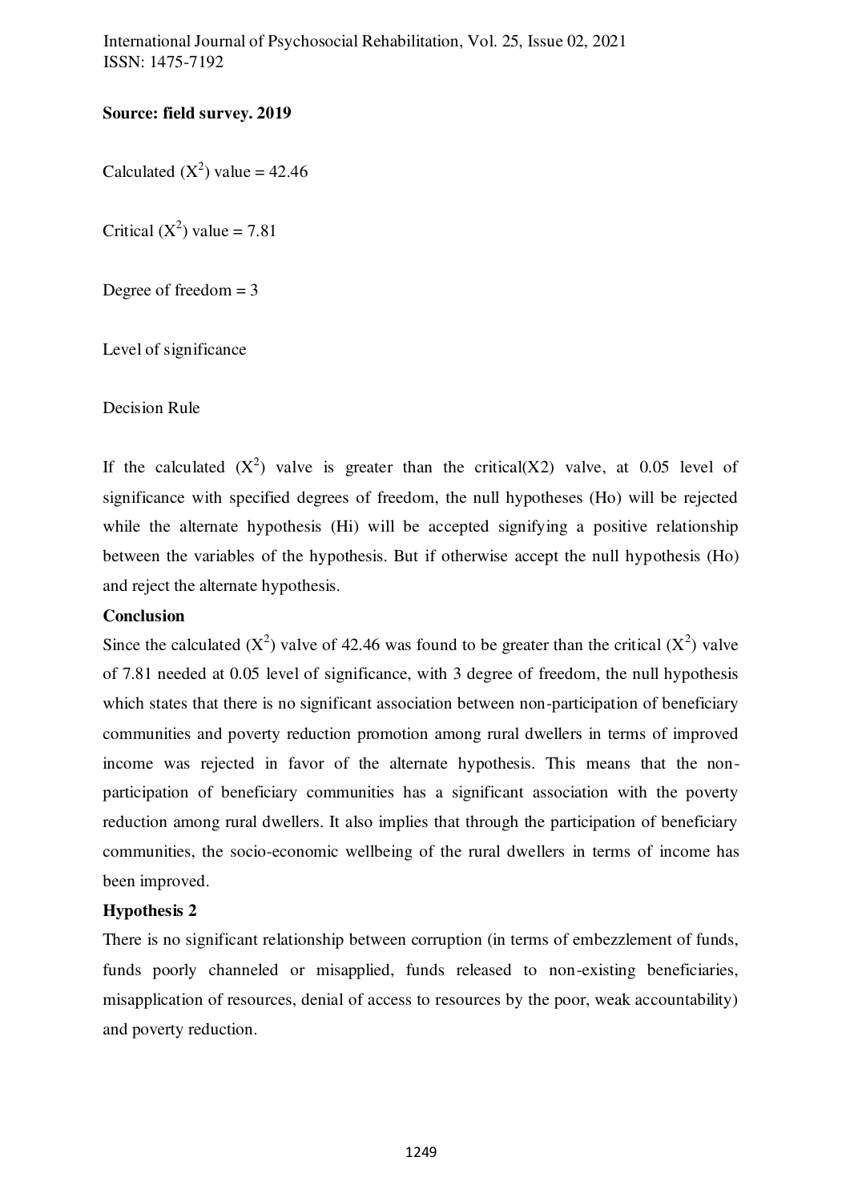**Source: field survey. 2019**

Calculated ($X^2$) value = 42.46

Critical ($X^2$) value = 7.81

Degree of freedom = 3

Level of significance

Decision Rule

If the calculated ($X^2$) valve is greater than the critical(X2) valve, at 0.05 level of significance with specified degrees of freedom, the null hypotheses (Ho) will be rejected while the alternate hypothesis (Hi) will be accepted signifying a positive relationship between the variables of the hypothesis. But if otherwise accept the null hypothesis (Ho) and reject the alternate hypothesis.

**Conclusion**

Since the calculated ($X^2$) valve of 42.46 was found to be greater than the critical ($X^2$) valve of 7.81 needed at 0.05 level of significance, with 3 degree of freedom, the null hypothesis which states that there is no significant association between non-participation of beneficiary communities and poverty reduction promotion among rural dwellers in terms of improved income was rejected in favor of the alternate hypothesis. This means that the non-participation of beneficiary communities has a significant association with the poverty reduction among rural dwellers. It also implies that through the participation of beneficiary communities, the socio-economic wellbeing of the rural dwellers in terms of income has been improved.

**Hypothesis 2**

There is no significant relationship between corruption (in terms of embezzlement of funds, funds poorly channeled or misapplied, funds released to non-existing beneficiaries, misapplication of resources, denial of access to resources by the poor, weak accountability) and poverty reduction.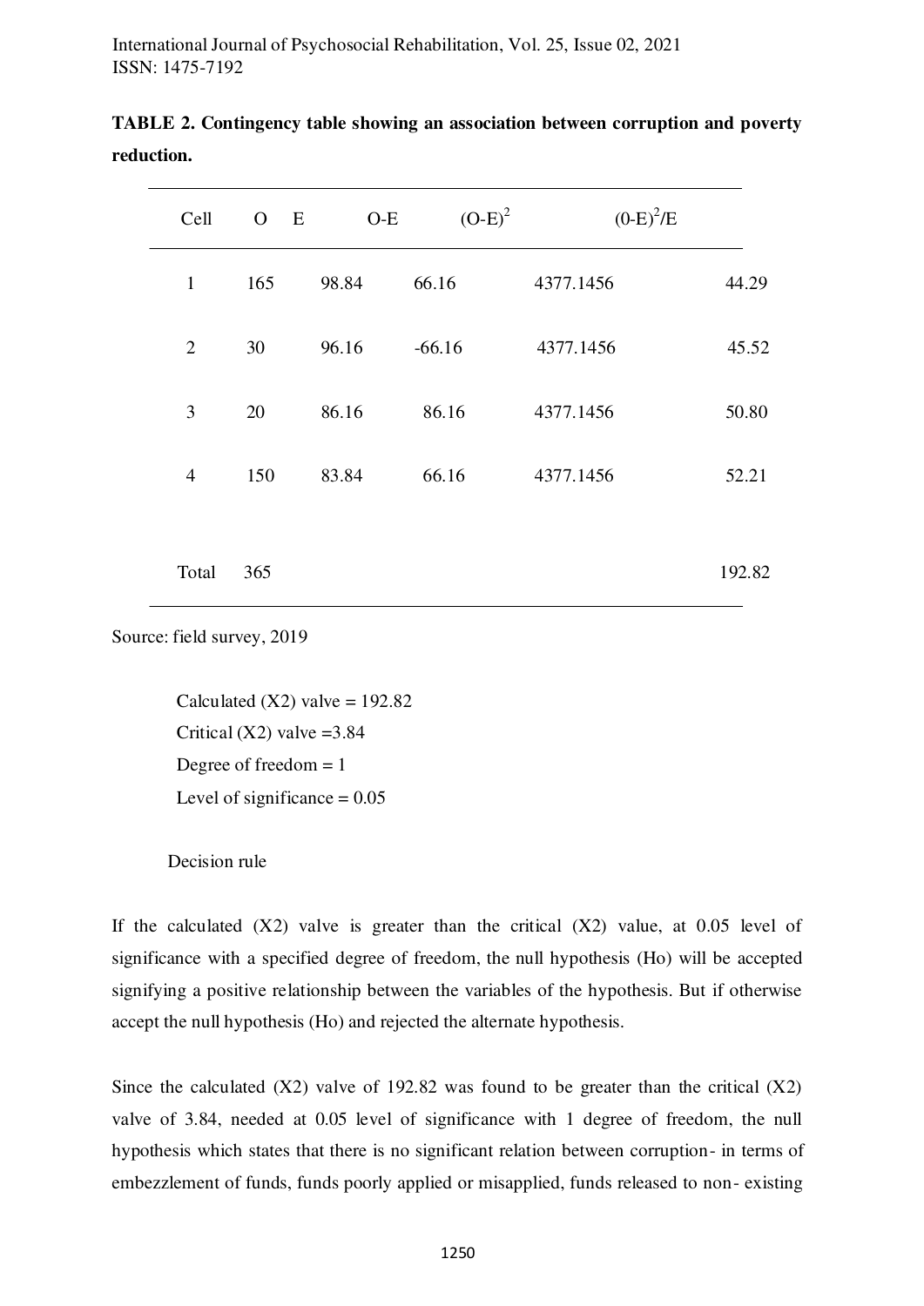**TABLE 2. Contingency table showing an association between corruption and poverty reduction.**

| Cell | O | E | O-E | $(O-E)^2$ | $(0-E)^2/E$ |
|---|---|---|---|---|---|
| 1 | 165 | 98.84 | 66.16 | 4377.1456 | 44.29 |
| 2 | 30 | 96.16 | -66.16 | 4377.1456 | 45.52 |
| 3 | 20 | 86.16 | 86.16 | 4377.1456 | 50.80 |
| 4 | 150 | 83.84 | 66.16 | 4377.1456 | 52.21 |
| Total | 365 | | | | 192.82 |

Source: field survey, 2019

Calculated (X2) valve = 192.82
Critical (X2) valve =3.84
Degree of freedom = 1
Level of significance = 0.05

Decision rule

If the calculated (X2) valve is greater than the critical (X2) value, at 0.05 level of significance with a specified degree of freedom, the null hypothesis (Ho) will be accepted signifying a positive relationship between the variables of the hypothesis. But if otherwise accept the null hypothesis (Ho) and rejected the alternate hypothesis.

Since the calculated (X2) valve of 192.82 was found to be greater than the critical (X2) valve of 3.84, needed at 0.05 level of significance with 1 degree of freedom, the null hypothesis which states that there is no significant relation between corruption- in terms of embezzlement of funds, funds poorly applied or misapplied, funds released to non- existing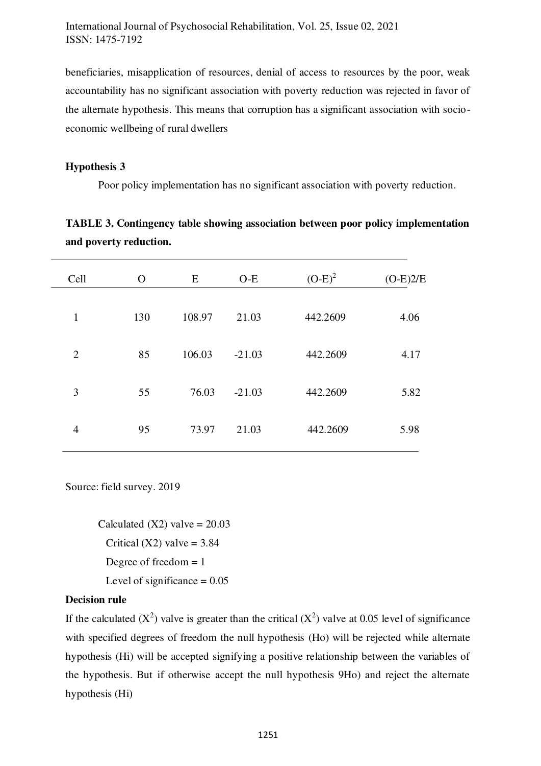beneficiaries, misapplication of resources, denial of access to resources by the poor, weak accountability has no significant association with poverty reduction was rejected in favor of the alternate hypothesis. This means that corruption has a significant association with socio-economic wellbeing of rural dwellers

**Hypothesis 3**

Poor policy implementation has no significant association with poverty reduction.

**TABLE 3. Contingency table showing association between poor policy implementation and poverty reduction.**

| Cell | O | E | O-E | $(O-E)^2$ | (O-E)2/E |
|---|---|---|---|---|---|
| 1 | 130 | 108.97 | 21.03 | 442.2609 | 4.06 |
| 2 | 85 | 106.03 | -21.03 | 442.2609 | 4.17 |
| 3 | 55 | 76.03 | -21.03 | 442.2609 | 5.82 |
| 4 | 95 | 73.97 | 21.03 | 442.2609 | 5.98 |

Source: field survey. 2019

Calculated (X2) valve = 20.03

Critical (X2) valve = 3.84

Degree of freedom = 1

Level of significance = 0.05

**Decision rule**

If the calculated $(X^2)$ valve is greater than the critical $(X^2)$ valve at 0.05 level of significance with specified degrees of freedom the null hypothesis (Ho) will be rejected while alternate hypothesis (Hi) will be accepted signifying a positive relationship between the variables of the hypothesis. But if otherwise accept the null hypothesis 9Ho) and reject the alternate hypothesis (Hi)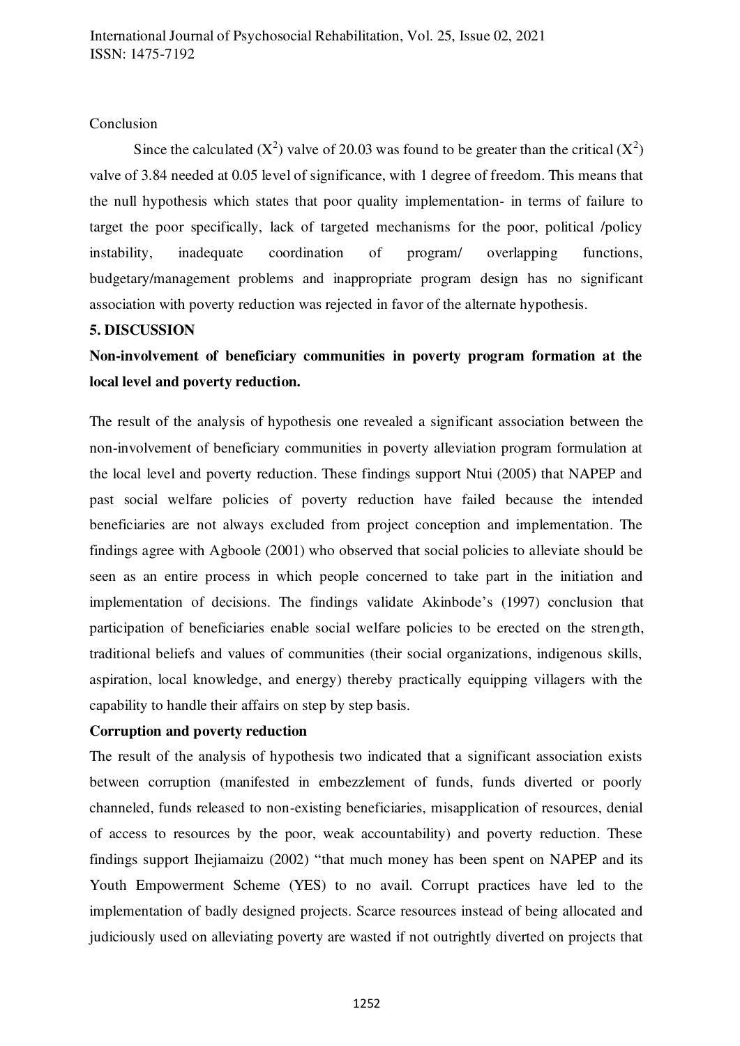Conclusion

Since the calculated ($X^2$) valve of 20.03 was found to be greater than the critical ($X^2$) valve of 3.84 needed at 0.05 level of significance, with 1 degree of freedom. This means that the null hypothesis which states that poor quality implementation- in terms of failure to target the poor specifically, lack of targeted mechanisms for the poor, political /policy instability, inadequate coordination of program/ overlapping functions, budgetary/management problems and inappropriate program design has no significant association with poverty reduction was rejected in favor of the alternate hypothesis.

## 5. DISCUSSION

### Non-involvement of beneficiary communities in poverty program formation at the local level and poverty reduction.

The result of the analysis of hypothesis one revealed a significant association between the non-involvement of beneficiary communities in poverty alleviation program formulation at the local level and poverty reduction. These findings support Ntui (2005) that NAPEP and past social welfare policies of poverty reduction have failed because the intended beneficiaries are not always excluded from project conception and implementation. The findings agree with Agboole (2001) who observed that social policies to alleviate should be seen as an entire process in which people concerned to take part in the initiation and implementation of decisions. The findings validate Akinbode's (1997) conclusion that participation of beneficiaries enable social welfare policies to be erected on the strength, traditional beliefs and values of communities (their social organizations, indigenous skills, aspiration, local knowledge, and energy) thereby practically equipping villagers with the capability to handle their affairs on step by step basis.

### Corruption and poverty reduction

The result of the analysis of hypothesis two indicated that a significant association exists between corruption (manifested in embezzlement of funds, funds diverted or poorly channeled, funds released to non-existing beneficiaries, misapplication of resources, denial of access to resources by the poor, weak accountability) and poverty reduction. These findings support Ihejiamaizu (2002) "that much money has been spent on NAPEP and its Youth Empowerment Scheme (YES) to no avail. Corrupt practices have led to the implementation of badly designed projects. Scarce resources instead of being allocated and judiciously used on alleviating poverty are wasted if not outrightly diverted on projects that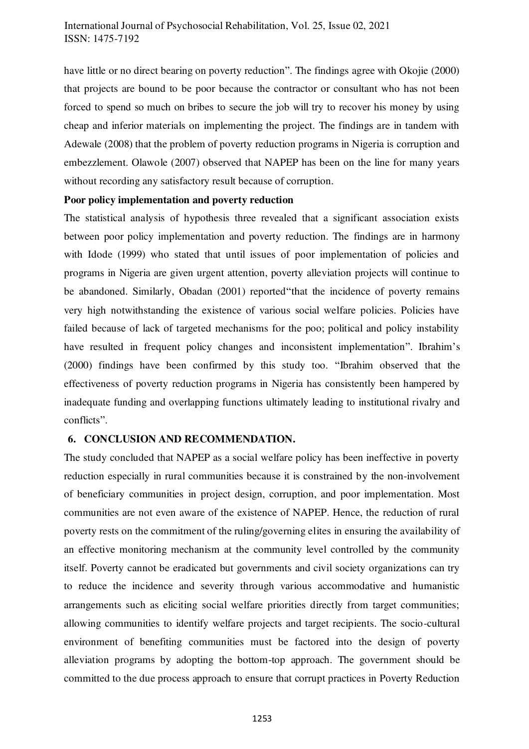have little or no direct bearing on poverty reduction". The findings agree with Okojie (2000) that projects are bound to be poor because the contractor or consultant who has not been forced to spend so much on bribes to secure the job will try to recover his money by using cheap and inferior materials on implementing the project. The findings are in tandem with Adewale (2008) that the problem of poverty reduction programs in Nigeria is corruption and embezzlement. Olawole (2007) observed that NAPEP has been on the line for many years without recording any satisfactory result because of corruption.

**Poor policy implementation and poverty reduction**

The statistical analysis of hypothesis three revealed that a significant association exists between poor policy implementation and poverty reduction. The findings are in harmony with Idode (1999) who stated that until issues of poor implementation of policies and programs in Nigeria are given urgent attention, poverty alleviation projects will continue to be abandoned. Similarly, Obadan (2001) reported"that the incidence of poverty remains very high notwithstanding the existence of various social welfare policies. Policies have failed because of lack of targeted mechanisms for the poo; political and policy instability have resulted in frequent policy changes and inconsistent implementation". Ibrahim's (2000) findings have been confirmed by this study too. "Ibrahim observed that the effectiveness of poverty reduction programs in Nigeria has consistently been hampered by inadequate funding and overlapping functions ultimately leading to institutional rivalry and conflicts".

## 6. CONCLUSION AND RECOMMENDATION.

The study concluded that NAPEP as a social welfare policy has been ineffective in poverty reduction especially in rural communities because it is constrained by the non-involvement of beneficiary communities in project design, corruption, and poor implementation. Most communities are not even aware of the existence of NAPEP. Hence, the reduction of rural poverty rests on the commitment of the ruling/governing elites in ensuring the availability of an effective monitoring mechanism at the community level controlled by the community itself. Poverty cannot be eradicated but governments and civil society organizations can try to reduce the incidence and severity through various accommodative and humanistic arrangements such as eliciting social welfare priorities directly from target communities; allowing communities to identify welfare projects and target recipients. The socio-cultural environment of benefiting communities must be factored into the design of poverty alleviation programs by adopting the bottom-top approach. The government should be committed to the due process approach to ensure that corrupt practices in Poverty Reduction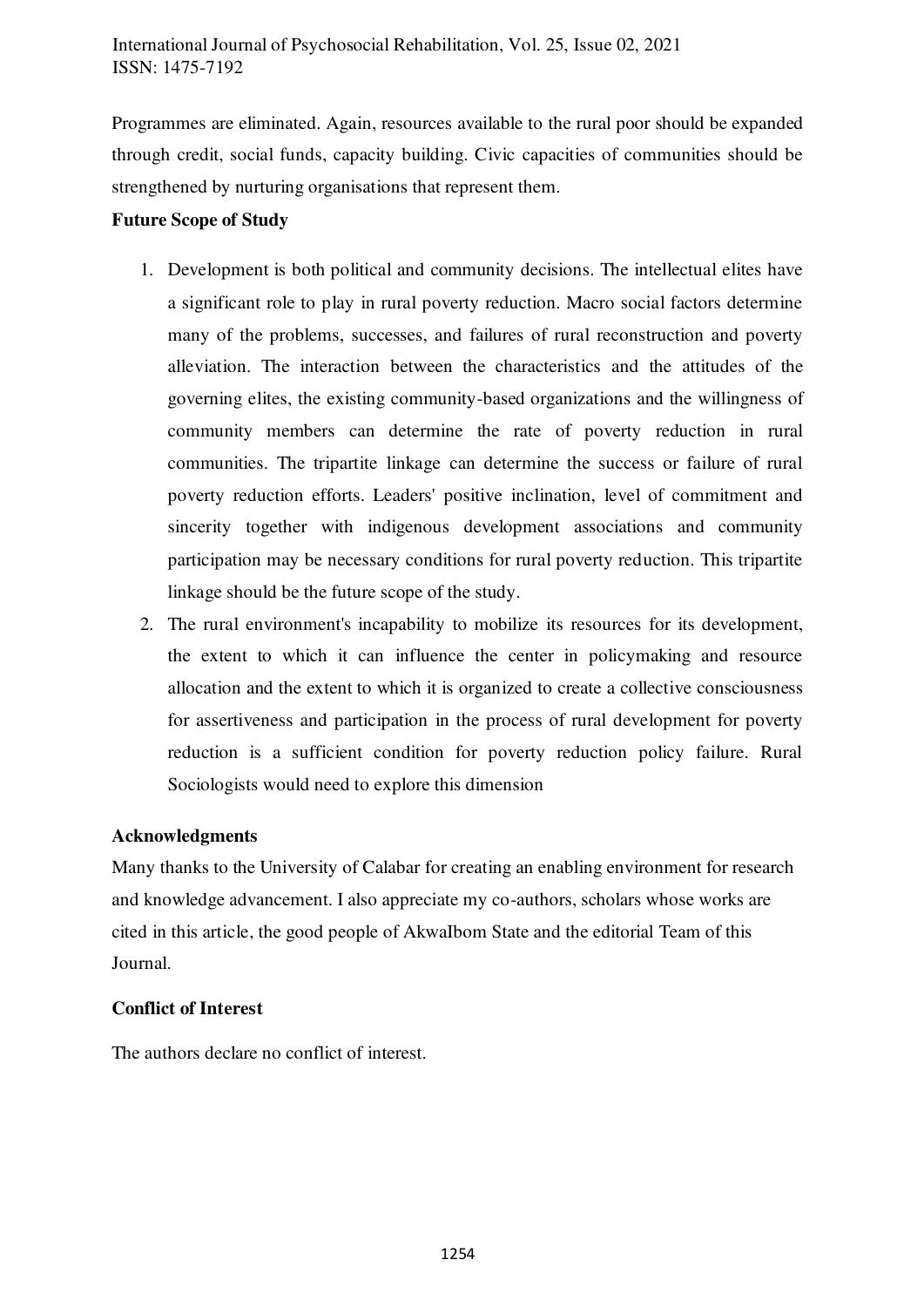Programmes are eliminated. Again, resources available to the rural poor should be expanded through credit, social funds, capacity building. Civic capacities of communities should be strengthened by nurturing organisations that represent them.

**Future Scope of Study**

1. Development is both political and community decisions. The intellectual elites have a significant role to play in rural poverty reduction. Macro social factors determine many of the problems, successes, and failures of rural reconstruction and poverty alleviation. The interaction between the characteristics and the attitudes of the governing elites, the existing community-based organizations and the willingness of community members can determine the rate of poverty reduction in rural communities. The tripartite linkage can determine the success or failure of rural poverty reduction efforts. Leaders' positive inclination, level of commitment and sincerity together with indigenous development associations and community participation may be necessary conditions for rural poverty reduction. This tripartite linkage should be the future scope of the study.
2. The rural environment's incapability to mobilize its resources for its development, the extent to which it can influence the center in policymaking and resource allocation and the extent to which it is organized to create a collective consciousness for assertiveness and participation in the process of rural development for poverty reduction is a sufficient condition for poverty reduction policy failure. Rural Sociologists would need to explore this dimension

**Acknowledgments**

Many thanks to the University of Calabar for creating an enabling environment for research and knowledge advancement. I also appreciate my co-authors, scholars whose works are cited in this article, the good people of AkwaIbom State and the editorial Team of this Journal.

**Conflict of Interest**

The authors declare no conflict of interest.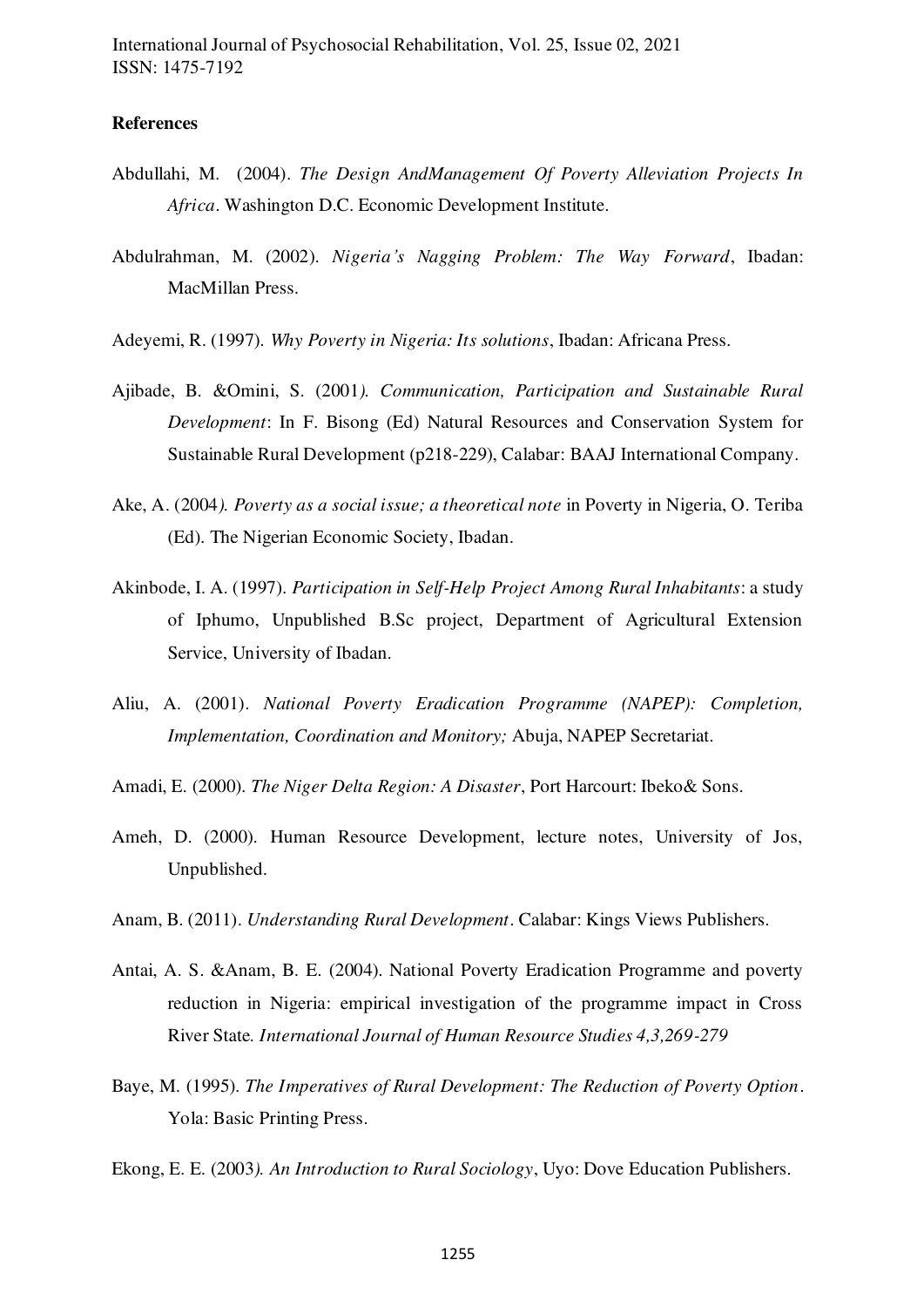**References**

Abdullahi, M. (2004). *The Design AndManagement Of Poverty Alleviation Projects In Africa*. Washington D.C. Economic Development Institute.

Abdulrahman, M. (2002). *Nigeria's Nagging Problem: The Way Forward*, Ibadan: MacMillan Press.

Adeyemi, R. (1997). *Why Poverty in Nigeria: Its solutions*, Ibadan: Africana Press.

Ajibade, B. &Omini, S. (2001*). Communication, Participation and Sustainable Rural Development*: In F. Bisong (Ed) Natural Resources and Conservation System for Sustainable Rural Development (p218-229), Calabar: BAAJ International Company.

Ake, A. (2004*). Poverty as a social issue; a theoretical note* in Poverty in Nigeria, O. Teriba (Ed). The Nigerian Economic Society, Ibadan.

Akinbode, I. A. (1997). *Participation in Self-Help Project Among Rural Inhabitants*: a study of Iphumo, Unpublished B.Sc project, Department of Agricultural Extension Service, University of Ibadan.

Aliu, A. (2001). *National Poverty Eradication Programme (NAPEP): Completion, Implementation, Coordination and Monitory;* Abuja, NAPEP Secretariat.

Amadi, E. (2000). *The Niger Delta Region: A Disaster*, Port Harcourt: Ibeko& Sons.

Ameh, D. (2000). Human Resource Development, lecture notes, University of Jos, Unpublished.

Anam, B. (2011). *Understanding Rural Development*. Calabar: Kings Views Publishers.

Antai, A. S. &Anam, B. E. (2004). National Poverty Eradication Programme and poverty reduction in Nigeria: empirical investigation of the programme impact in Cross River State. *International Journal of Human Resource Studies 4,3,269-279*

Baye, M. (1995). *The Imperatives of Rural Development: The Reduction of Poverty Option*. Yola: Basic Printing Press.

Ekong, E. E. (2003*). An Introduction to Rural Sociology*, Uyo: Dove Education Publishers.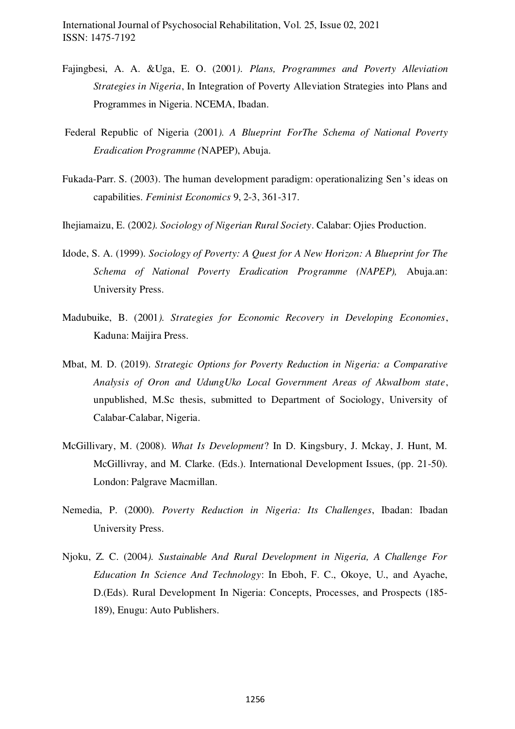Fajingbesi, A. A. &Uga, E. O. (2001*). Plans, Programmes and Poverty Alleviation Strategies in Nigeria*, In Integration of Poverty Alleviation Strategies into Plans and Programmes in Nigeria. NCEMA, Ibadan.

Federal Republic of Nigeria (2001*). A Blueprint ForThe Schema of National Poverty Eradication Programme (*NAPEP), Abuja.

Fukada-Parr. S. (2003). The human development paradigm: operationalizing Sen's ideas on capabilities. *Feminist Economics* 9, 2-3, 361-317.

Ihejiamaizu, E. (2002*). Sociology of Nigerian Rural Society*. Calabar: Ojies Production.

Idode, S. A. (1999). *Sociology of Poverty: A Quest for A New Horizon: A Blueprint for The Schema of National Poverty Eradication Programme (NAPEP),* Abuja.an: University Press.

Madubuike, B. (2001*). Strategies for Economic Recovery in Developing Economies*, Kaduna: Maijira Press.

Mbat, M. D. (2019). *Strategic Options for Poverty Reduction in Nigeria: a Comparative Analysis of Oron and UdungUko Local Government Areas of AkwaIbom state*, unpublished, M.Sc thesis, submitted to Department of Sociology, University of Calabar-Calabar, Nigeria.

McGillivary, M. (2008). *What Is Development*? In D. Kingsbury, J. Mckay, J. Hunt, M. McGillivray, and M. Clarke. (Eds.). International Development Issues, (pp. 21-50). London: Palgrave Macmillan.

Nemedia, P. (2000). *Poverty Reduction in Nigeria: Its Challenges*, Ibadan: Ibadan University Press.

Njoku, Z. C. (2004*). Sustainable And Rural Development in Nigeria, A Challenge For Education In Science And Technology*: In Eboh, F. C., Okoye, U., and Ayache, D.(Eds). Rural Development In Nigeria: Concepts, Processes, and Prospects (185-189), Enugu: Auto Publishers.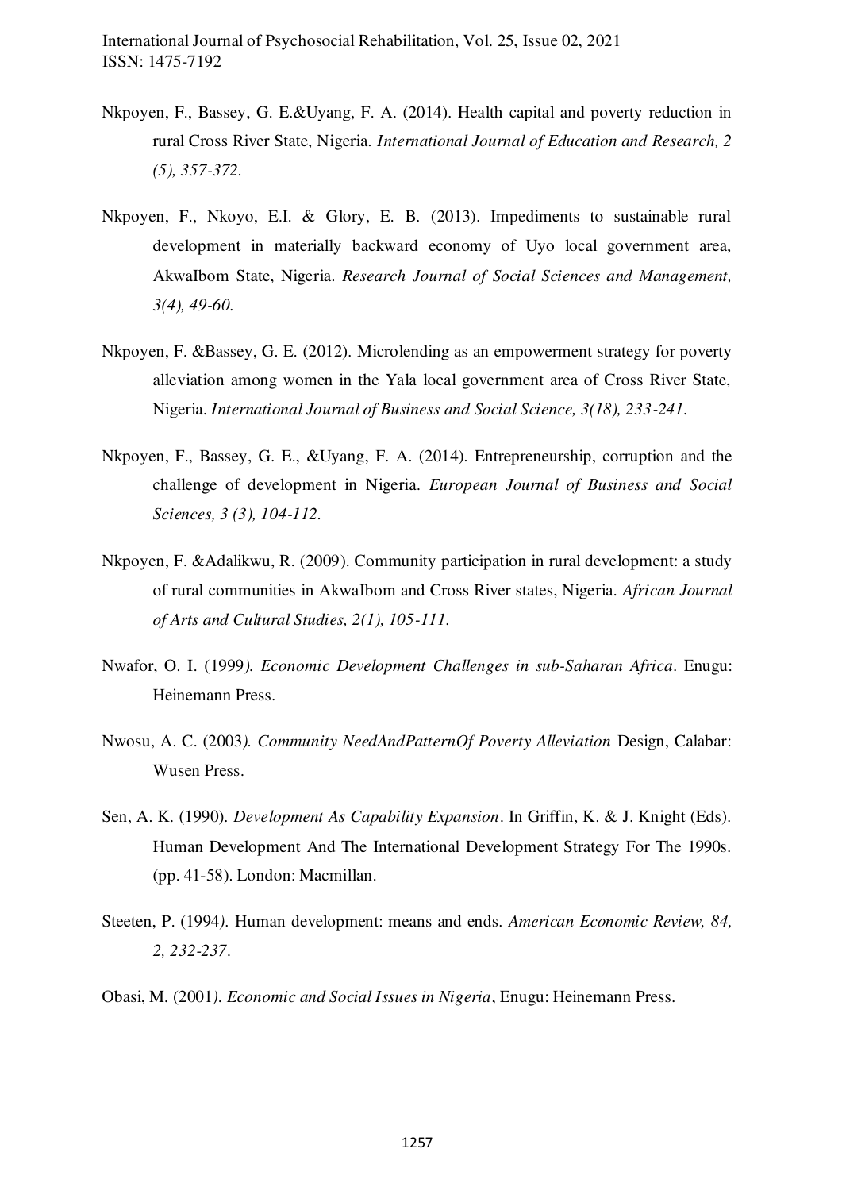Nkpoyen, F., Bassey, G. E.&Uyang, F. A. (2014). Health capital and poverty reduction in rural Cross River State, Nigeria. *International Journal of Education and Research, 2 (5), 357-372*.

Nkpoyen, F., Nkoyo, E.I. & Glory, E. B. (2013). Impediments to sustainable rural development in materially backward economy of Uyo local government area, AkwaIbom State, Nigeria. *Research Journal of Social Sciences and Management, 3(4), 49-60.*

Nkpoyen, F. &Bassey, G. E. (2012). Microlending as an empowerment strategy for poverty alleviation among women in the Yala local government area of Cross River State, Nigeria. *International Journal of Business and Social Science, 3(18), 233-241.*

Nkpoyen, F., Bassey, G. E., &Uyang, F. A. (2014). Entrepreneurship, corruption and the challenge of development in Nigeria. *European Journal of Business and Social Sciences, 3 (3), 104-112.*

Nkpoyen, F. &Adalikwu, R. (2009). Community participation in rural development: a study of rural communities in AkwaIbom and Cross River states, Nigeria. *African Journal of Arts and Cultural Studies, 2(1), 105-111.*

Nwafor, O. I. (1999*). Economic Development Challenges in sub-Saharan Africa*. Enugu: Heinemann Press.

Nwosu, A. C. (2003*). Community NeedAndPatternOf Poverty Alleviation* Design, Calabar: Wusen Press.

Sen, A. K. (1990). *Development As Capability Expansion*. In Griffin, K. & J. Knight (Eds). Human Development And The International Development Strategy For The 1990s. (pp. 41-58). London: Macmillan.

Steeten, P. (1994*).* Human development: means and ends. *American Economic Review, 84, 2, 232-237*.

Obasi, M. (2001*). Economic and Social Issues in Nigeria*, Enugu: Heinemann Press.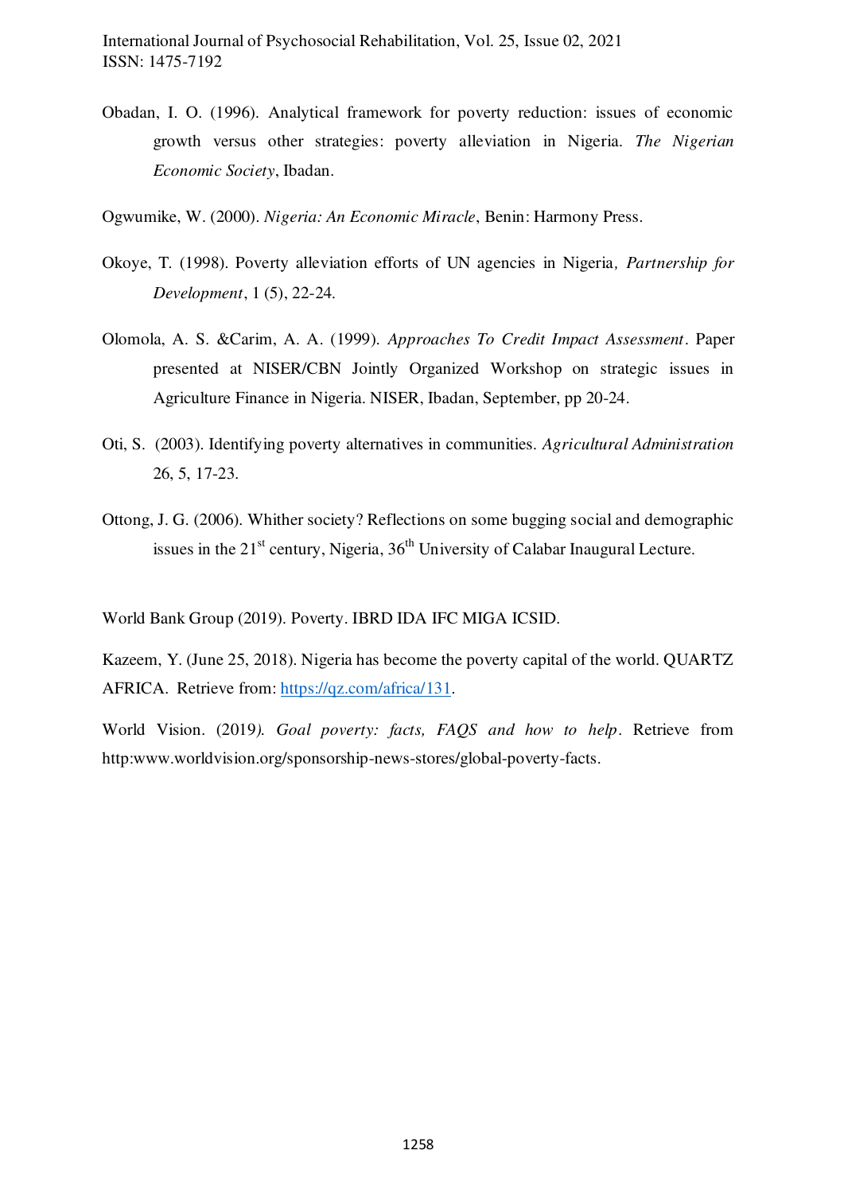Obadan, I. O. (1996). Analytical framework for poverty reduction: issues of economic growth versus other strategies: poverty alleviation in Nigeria. *The Nigerian Economic Society*, Ibadan.

Ogwumike, W. (2000). *Nigeria: An Economic Miracle*, Benin: Harmony Press.

Okoye, T. (1998). Poverty alleviation efforts of UN agencies in Nigeria*, Partnership for Development*, 1 (5), 22-24.

Olomola, A. S. &Carim, A. A. (1999). *Approaches To Credit Impact Assessment*. Paper presented at NISER/CBN Jointly Organized Workshop on strategic issues in Agriculture Finance in Nigeria. NISER, Ibadan, September, pp 20-24.

Oti, S. (2003). Identifying poverty alternatives in communities. *Agricultural Administration* 26, 5, 17-23.

Ottong, J. G. (2006). Whither society? Reflections on some bugging social and demographic issues in the 21st century, Nigeria, 36th University of Calabar Inaugural Lecture.

World Bank Group (2019). Poverty. IBRD IDA IFC MIGA ICSID.

Kazeem, Y. (June 25, 2018). Nigeria has become the poverty capital of the world. QUARTZ AFRICA. Retrieve from: https://qz.com/africa/131.

World Vision. (2019*). Goal poverty: facts, FAQS and how to help*. Retrieve from http:www.worldvision.org/sponsorship-news-stores/global-poverty-facts.